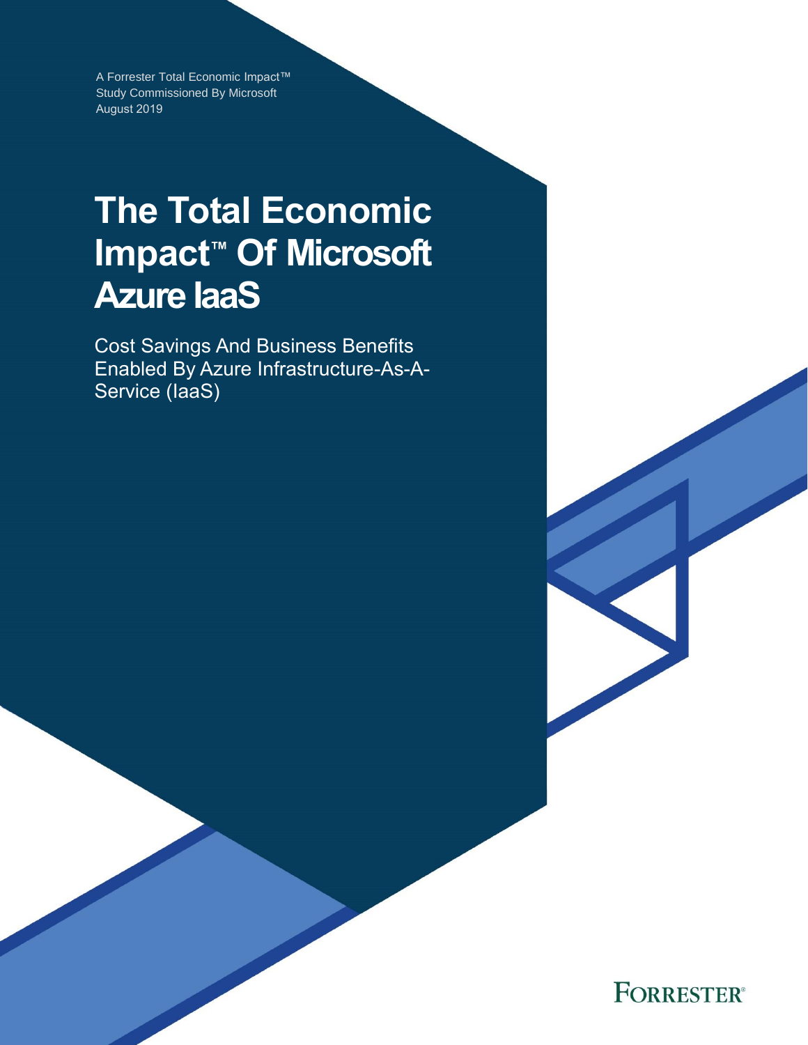A Forrester Total Economic Impact™ Study Commissioned By Microsoft
August 2019

# The Total Economic Impact™ Of Microsoft Azure IaaS

Cost Savings And Business Benefits Enabled By Azure Infrastructure-As-A-Service (IaaS)

FORRESTER®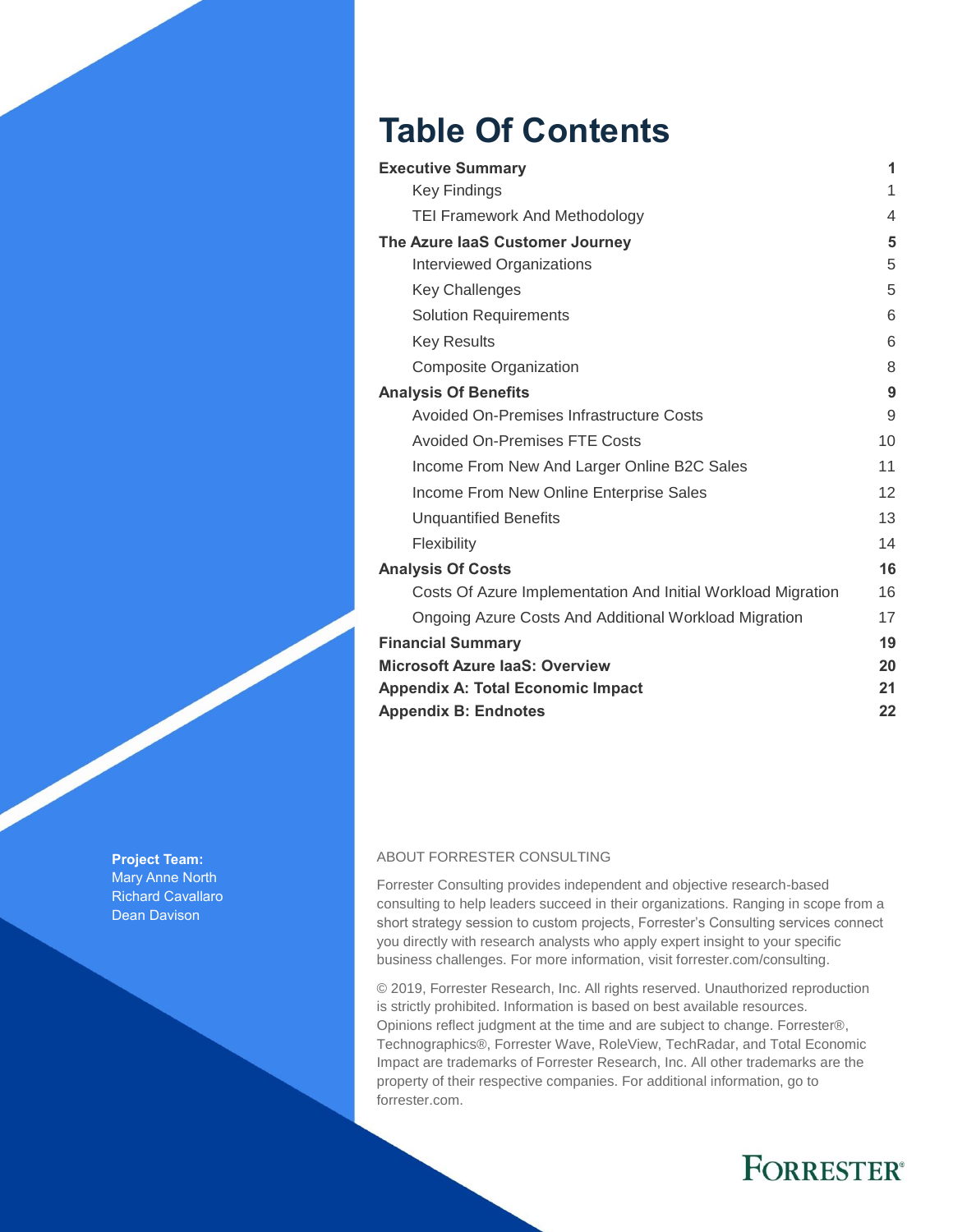# Table Of Contents

| | |
|---|---|
| **Executive Summary** | **1** |
| Key Findings | 1 |
| TEI Framework And Methodology | 4 |
| **The Azure IaaS Customer Journey** | **5** |
| Interviewed Organizations | 5 |
| Key Challenges | 5 |
| Solution Requirements | 6 |
| Key Results | 6 |
| Composite Organization | 8 |
| **Analysis Of Benefits** | **9** |
| Avoided On-Premises Infrastructure Costs | 9 |
| Avoided On-Premises FTE Costs | 10 |
| Income From New And Larger Online B2C Sales | 11 |
| Income From New Online Enterprise Sales | 12 |
| Unquantified Benefits | 13 |
| Flexibility | 14 |
| **Analysis Of Costs** | **16** |
| Costs Of Azure Implementation And Initial Workload Migration | 16 |
| Ongoing Azure Costs And Additional Workload Migration | 17 |
| **Financial Summary** | **19** |
| **Microsoft Azure IaaS: Overview** | **20** |
| **Appendix A: Total Economic Impact** | **21** |
| **Appendix B: Endnotes** | **22** |

**Project Team:**
Mary Anne North
Richard Cavallaro
Dean Davison

ABOUT FORRESTER CONSULTING

Forrester Consulting provides independent and objective research-based consulting to help leaders succeed in their organizations. Ranging in scope from a short strategy session to custom projects, Forrester's Consulting services connect you directly with research analysts who apply expert insight to your specific business challenges. For more information, visit forrester.com/consulting.

© 2019, Forrester Research, Inc. All rights reserved. Unauthorized reproduction is strictly prohibited. Information is based on best available resources. Opinions reflect judgment at the time and are subject to change. Forrester®, Technographics®, Forrester Wave, RoleView, TechRadar, and Total Economic Impact are trademarks of Forrester Research, Inc. All other trademarks are the property of their respective companies. For additional information, go to forrester.com.

FORRESTER®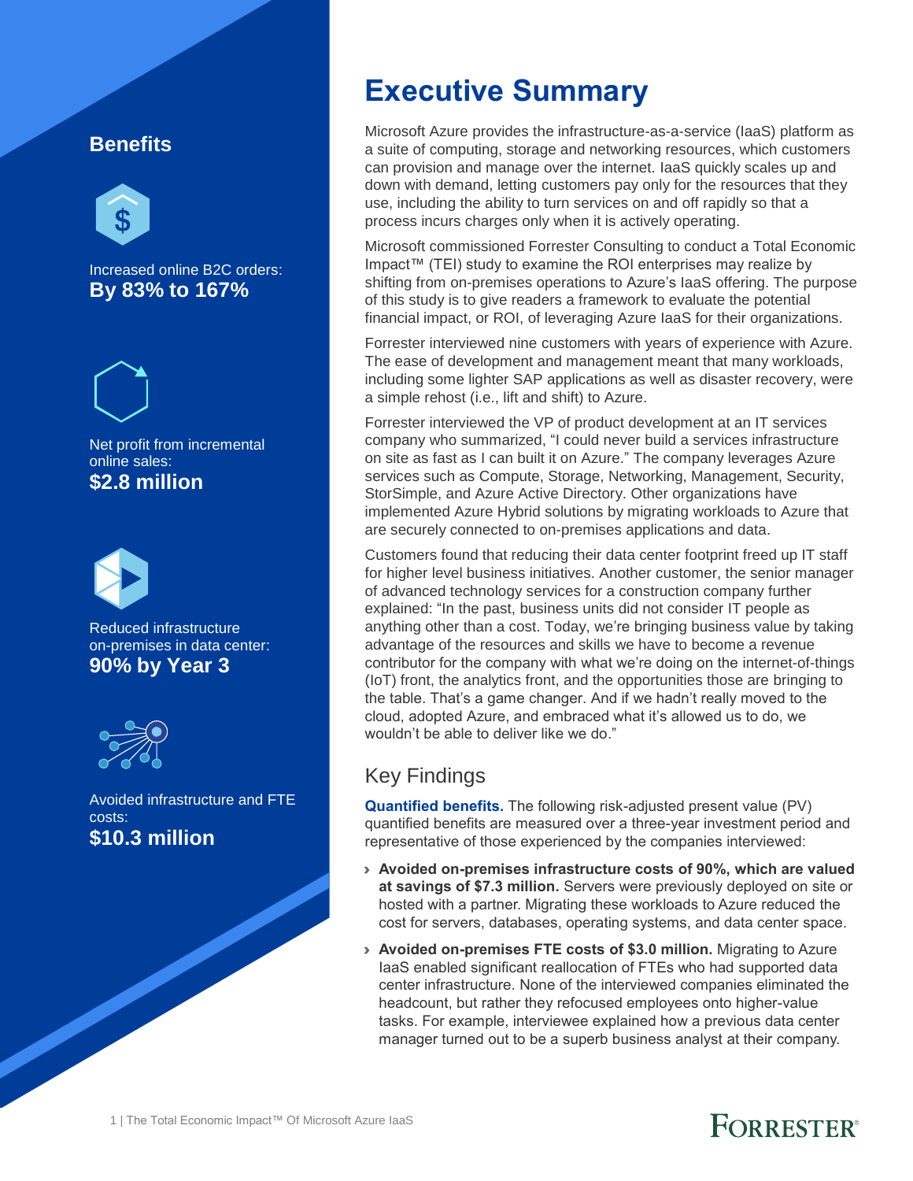## Benefits

Increased online B2C orders:
**By 83% to 167%**

Net profit from incremental online sales:
**$2.8 million**

Reduced infrastructure on-premises in data center:
**90% by Year 3**

Avoided infrastructure and FTE costs:
**$10.3 million**

# Executive Summary

Microsoft Azure provides the infrastructure-as-a-service (IaaS) platform as a suite of computing, storage and networking resources, which customers can provision and manage over the internet. IaaS quickly scales up and down with demand, letting customers pay only for the resources that they use, including the ability to turn services on and off rapidly so that a process incurs charges only when it is actively operating.

Microsoft commissioned Forrester Consulting to conduct a Total Economic Impact™ (TEI) study to examine the ROI enterprises may realize by shifting from on-premises operations to Azure's IaaS offering. The purpose of this study is to give readers a framework to evaluate the potential financial impact, or ROI, of leveraging Azure IaaS for their organizations.

Forrester interviewed nine customers with years of experience with Azure. The ease of development and management meant that many workloads, including some lighter SAP applications as well as disaster recovery, were a simple rehost (i.e., lift and shift) to Azure.

Forrester interviewed the VP of product development at an IT services company who summarized, "I could never build a services infrastructure on site as fast as I can built it on Azure." The company leverages Azure services such as Compute, Storage, Networking, Management, Security, StorSimple, and Azure Active Directory. Other organizations have implemented Azure Hybrid solutions by migrating workloads to Azure that are securely connected to on-premises applications and data.

Customers found that reducing their data center footprint freed up IT staff for higher level business initiatives. Another customer, the senior manager of advanced technology services for a construction company further explained: "In the past, business units did not consider IT people as anything other than a cost. Today, we're bringing business value by taking advantage of the resources and skills we have to become a revenue contributor for the company with what we're doing on the internet-of-things (IoT) front, the analytics front, and the opportunities those are bringing to the table. That's a game changer. And if we hadn't really moved to the cloud, adopted Azure, and embraced what it's allowed us to do, we wouldn't be able to deliver like we do."

## Key Findings

**Quantified benefits.** The following risk-adjusted present value (PV) quantified benefits are measured over a three-year investment period and representative of those experienced by the companies interviewed:

- **Avoided on-premises infrastructure costs of 90%, which are valued at savings of $7.3 million.** Servers were previously deployed on site or hosted with a partner. Migrating these workloads to Azure reduced the cost for servers, databases, operating systems, and data center space.
- **Avoided on-premises FTE costs of $3.0 million.** Migrating to Azure IaaS enabled significant reallocation of FTEs who had supported data center infrastructure. None of the interviewed companies eliminated the headcount, but rather they refocused employees onto higher-value tasks. For example, interviewee explained how a previous data center manager turned out to be a superb business analyst at their company.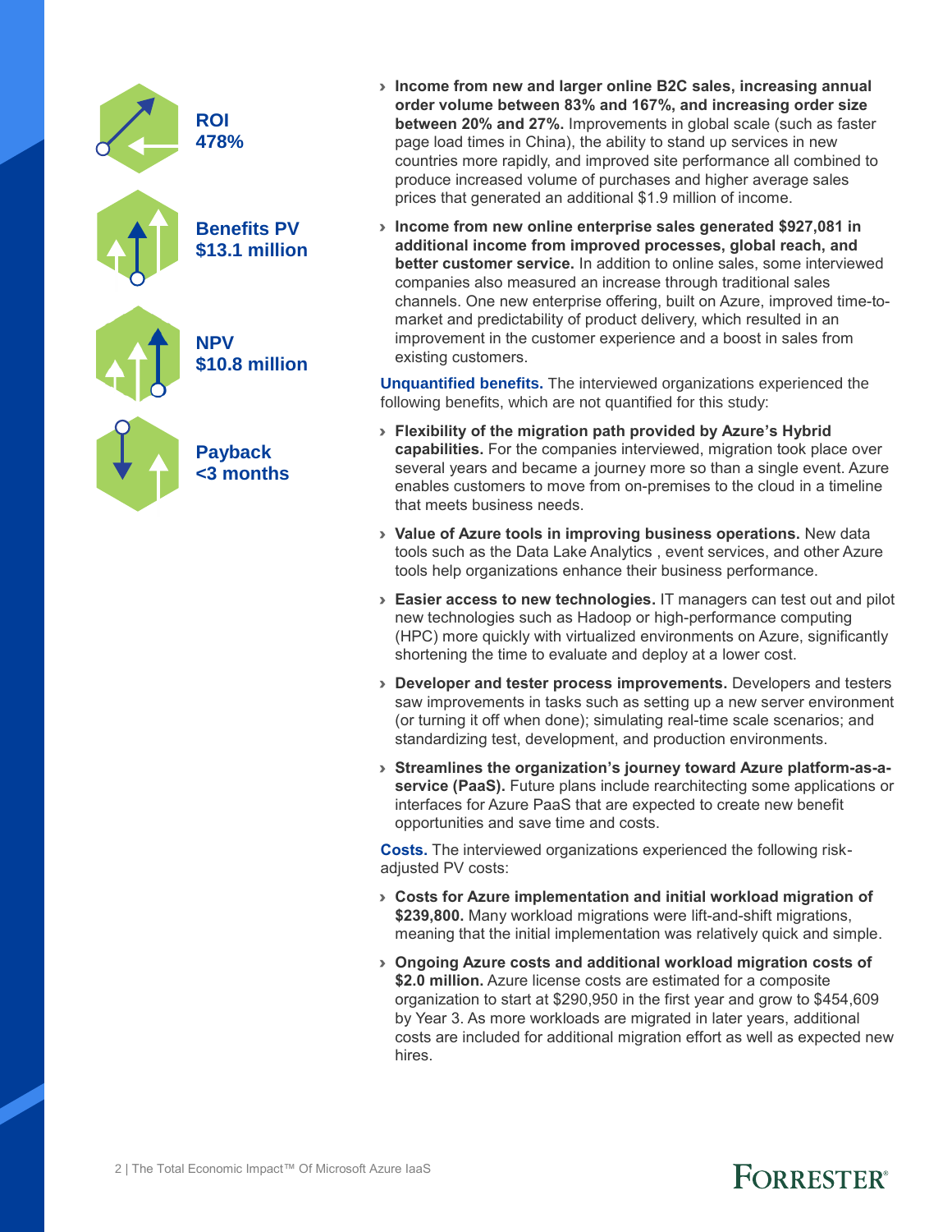**ROI**
**478%**

**Benefits PV**
**$13.1 million**

**NPV**
**$10.8 million**

**Payback**
**<3 months**

- **Income from new and larger online B2C sales, increasing annual order volume between 83% and 167%, and increasing order size between 20% and 27%.** Improvements in global scale (such as faster page load times in China), the ability to stand up services in new countries more rapidly, and improved site performance all combined to produce increased volume of purchases and higher average sales prices that generated an additional $1.9 million of income.
- **Income from new online enterprise sales generated $927,081 in additional income from improved processes, global reach, and better customer service.** In addition to online sales, some interviewed companies also measured an increase through traditional sales channels. One new enterprise offering, built on Azure, improved time-to-market and predictability of product delivery, which resulted in an improvement in the customer experience and a boost in sales from existing customers.

**Unquantified benefits.** The interviewed organizations experienced the following benefits, which are not quantified for this study:

- **Flexibility of the migration path provided by Azure's Hybrid capabilities.** For the companies interviewed, migration took place over several years and became a journey more so than a single event. Azure enables customers to move from on-premises to the cloud in a timeline that meets business needs.
- **Value of Azure tools in improving business operations.** New data tools such as the Data Lake Analytics , event services, and other Azure tools help organizations enhance their business performance.
- **Easier access to new technologies.** IT managers can test out and pilot new technologies such as Hadoop or high-performance computing (HPC) more quickly with virtualized environments on Azure, significantly shortening the time to evaluate and deploy at a lower cost.
- **Developer and tester process improvements.** Developers and testers saw improvements in tasks such as setting up a new server environment (or turning it off when done); simulating real-time scale scenarios; and standardizing test, development, and production environments.
- **Streamlines the organization's journey toward Azure platform-as-a-service (PaaS).** Future plans include rearchitecting some applications or interfaces for Azure PaaS that are expected to create new benefit opportunities and save time and costs.

**Costs.** The interviewed organizations experienced the following risk-adjusted PV costs:

- **Costs for Azure implementation and initial workload migration of $239,800.** Many workload migrations were lift-and-shift migrations, meaning that the initial implementation was relatively quick and simple.
- **Ongoing Azure costs and additional workload migration costs of $2.0 million.** Azure license costs are estimated for a composite organization to start at $290,950 in the first year and grow to $454,609 by Year 3. As more workloads are migrated in later years, additional costs are included for additional migration effort as well as expected new hires.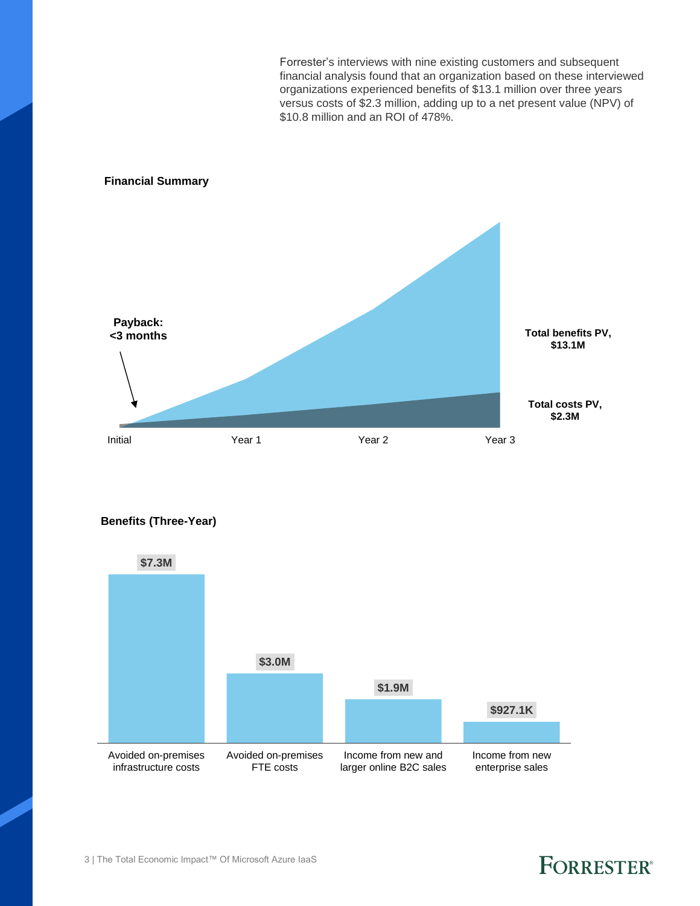Forrester's interviews with nine existing customers and subsequent financial analysis found that an organization based on these interviewed organizations experienced benefits of $13.1 million over three years versus costs of $2.3 million, adding up to a net present value (NPV) of $10.8 million and an ROI of 478%.

**Financial Summary**

Payback: <3 months

Total benefits PV, $13.1M

Total costs PV, $2.3M

Initial | Year 1 | Year 2 | Year 3

**Benefits (Three-Year)**

| Benefit | Value |
| --- | --- |
| Avoided on-premises infrastructure costs | $7.3M |
| Avoided on-premises FTE costs | $3.0M |
| Income from new and larger online B2C sales | $1.9M |
| Income from new enterprise sales | $927.1K |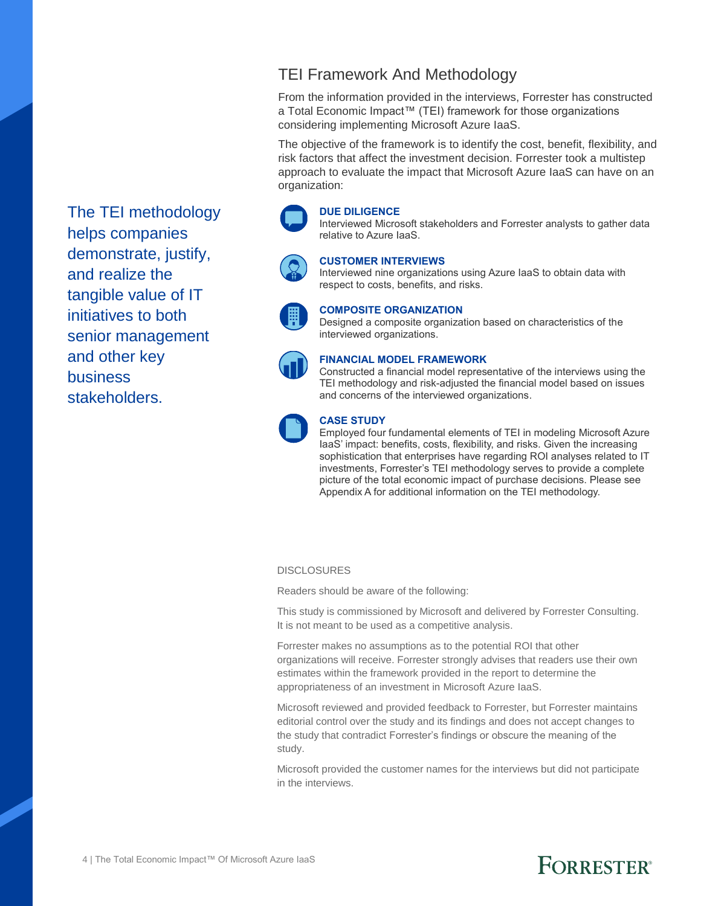## TEI Framework And Methodology

From the information provided in the interviews, Forrester has constructed a Total Economic Impact™ (TEI) framework for those organizations considering implementing Microsoft Azure IaaS.

The objective of the framework is to identify the cost, benefit, flexibility, and risk factors that affect the investment decision. Forrester took a multistep approach to evaluate the impact that Microsoft Azure IaaS can have on an organization:

The TEI methodology helps companies demonstrate, justify, and realize the tangible value of IT initiatives to both senior management and other key business stakeholders.

**DUE DILIGENCE**
Interviewed Microsoft stakeholders and Forrester analysts to gather data relative to Azure IaaS.

**CUSTOMER INTERVIEWS**
Interviewed nine organizations using Azure IaaS to obtain data with respect to costs, benefits, and risks.

**COMPOSITE ORGANIZATION**
Designed a composite organization based on characteristics of the interviewed organizations.

**FINANCIAL MODEL FRAMEWORK**
Constructed a financial model representative of the interviews using the TEI methodology and risk-adjusted the financial model based on issues and concerns of the interviewed organizations.

**CASE STUDY**
Employed four fundamental elements of TEI in modeling Microsoft Azure IaaS' impact: benefits, costs, flexibility, and risks. Given the increasing sophistication that enterprises have regarding ROI analyses related to IT investments, Forrester's TEI methodology serves to provide a complete picture of the total economic impact of purchase decisions. Please see Appendix A for additional information on the TEI methodology.

DISCLOSURES

Readers should be aware of the following:

This study is commissioned by Microsoft and delivered by Forrester Consulting. It is not meant to be used as a competitive analysis.

Forrester makes no assumptions as to the potential ROI that other organizations will receive. Forrester strongly advises that readers use their own estimates within the framework provided in the report to determine the appropriateness of an investment in Microsoft Azure IaaS.

Microsoft reviewed and provided feedback to Forrester, but Forrester maintains editorial control over the study and its findings and does not accept changes to the study that contradict Forrester's findings or obscure the meaning of the study.

Microsoft provided the customer names for the interviews but did not participate in the interviews.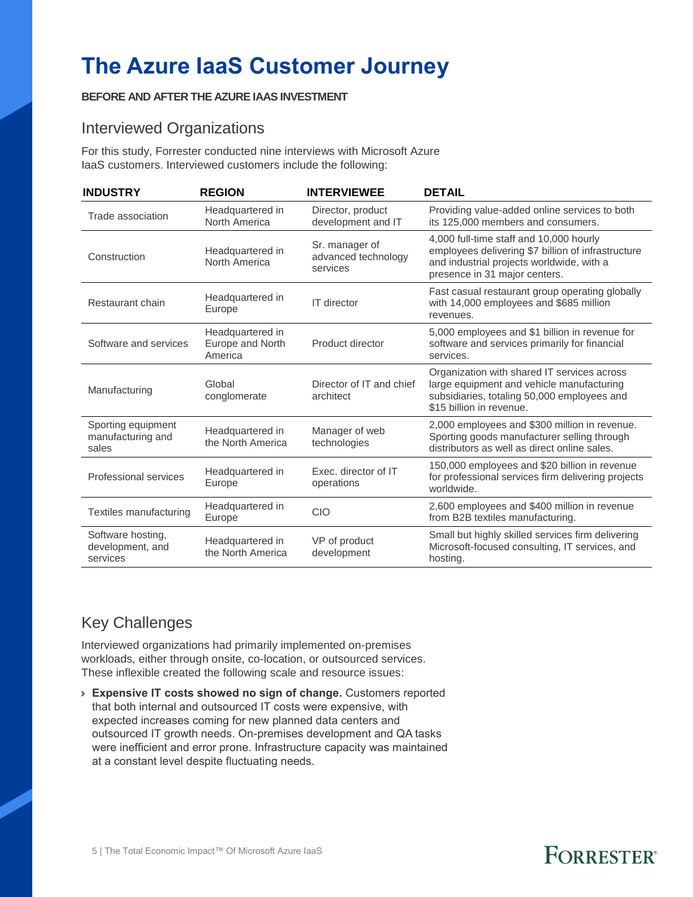# The Azure IaaS Customer Journey

**BEFORE AND AFTER THE AZURE IAAS INVESTMENT**

## Interviewed Organizations

For this study, Forrester conducted nine interviews with Microsoft Azure IaaS customers. Interviewed customers include the following:

| INDUSTRY | REGION | INTERVIEWEE | DETAIL |
|---|---|---|---|
| Trade association | Headquartered in North America | Director, product development and IT | Providing value-added online services to both its 125,000 members and consumers. |
| Construction | Headquartered in North America | Sr. manager of advanced technology services | 4,000 full-time staff and 10,000 hourly employees delivering $7 billion of infrastructure and industrial projects worldwide, with a presence in 31 major centers. |
| Restaurant chain | Headquartered in Europe | IT director | Fast casual restaurant group operating globally with 14,000 employees and $685 million revenues. |
| Software and services | Headquartered in Europe and North America | Product director | 5,000 employees and $1 billion in revenue for software and services primarily for financial services. |
| Manufacturing | Global conglomerate | Director of IT and chief architect | Organization with shared IT services across large equipment and vehicle manufacturing subsidiaries, totaling 50,000 employees and $15 billion in revenue. |
| Sporting equipment manufacturing and sales | Headquartered in the North America | Manager of web technologies | 2,000 employees and $300 million in revenue. Sporting goods manufacturer selling through distributors as well as direct online sales. |
| Professional services | Headquartered in Europe | Exec. director of IT operations | 150,000 employees and $20 billion in revenue for professional services firm delivering projects worldwide. |
| Textiles manufacturing | Headquartered in Europe | CIO | 2,600 employees and $400 million in revenue from B2B textiles manufacturing. |
| Software hosting, development, and services | Headquartered in the North America | VP of product development | Small but highly skilled services firm delivering Microsoft-focused consulting, IT services, and hosting. |

## Key Challenges

Interviewed organizations had primarily implemented on-premises workloads, either through onsite, co-location, or outsourced services. These inflexible created the following scale and resource issues:

- **Expensive IT costs showed no sign of change.** Customers reported that both internal and outsourced IT costs were expensive, with expected increases coming for new planned data centers and outsourced IT growth needs. On-premises development and QA tasks were inefficient and error prone. Infrastructure capacity was maintained at a constant level despite fluctuating needs.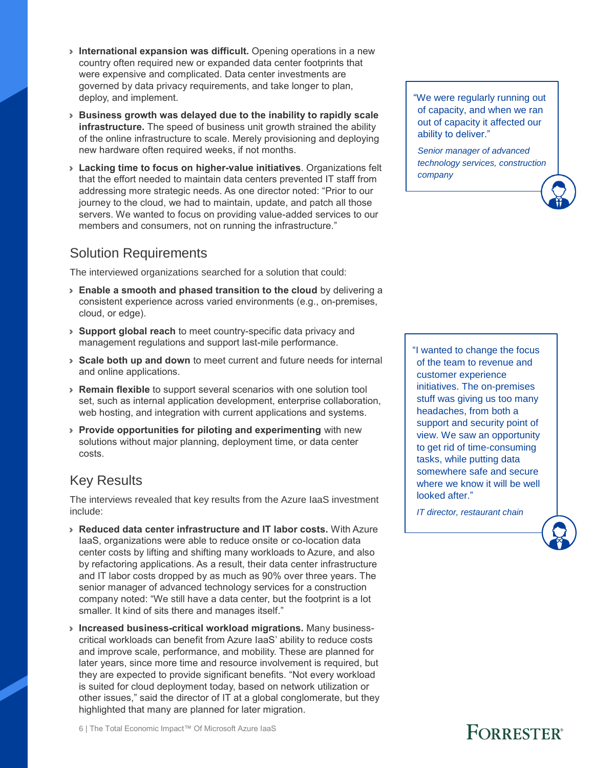- **International expansion was difficult.** Opening operations in a new country often required new or expanded data center footprints that were expensive and complicated. Data center investments are governed by data privacy requirements, and take longer to plan, deploy, and implement.
- **Business growth was delayed due to the inability to rapidly scale infrastructure.** The speed of business unit growth strained the ability of the online infrastructure to scale. Merely provisioning and deploying new hardware often required weeks, if not months.
- **Lacking time to focus on higher-value initiatives**. Organizations felt that the effort needed to maintain data centers prevented IT staff from addressing more strategic needs. As one director noted: "Prior to our journey to the cloud, we had to maintain, update, and patch all those servers. We wanted to focus on providing value-added services to our members and consumers, not on running the infrastructure."

> "We were regularly running out of capacity, and when we ran out of capacity it affected our ability to deliver."
>
> *Senior manager of advanced technology services, construction company*

## Solution Requirements

The interviewed organizations searched for a solution that could:

- **Enable a smooth and phased transition to the cloud** by delivering a consistent experience across varied environments (e.g., on-premises, cloud, or edge).
- **Support global reach** to meet country-specific data privacy and management regulations and support last-mile performance.
- **Scale both up and down** to meet current and future needs for internal and online applications.
- **Remain flexible** to support several scenarios with one solution tool set, such as internal application development, enterprise collaboration, web hosting, and integration with current applications and systems.
- **Provide opportunities for piloting and experimenting** with new solutions without major planning, deployment time, or data center costs.

> "I wanted to change the focus of the team to revenue and customer experience initiatives. The on-premises stuff was giving us too many headaches, from both a support and security point of view. We saw an opportunity to get rid of time-consuming tasks, while putting data somewhere safe and secure where we know it will be well looked after."
>
> *IT director, restaurant chain*

## Key Results

The interviews revealed that key results from the Azure IaaS investment include:

- **Reduced data center infrastructure and IT labor costs.** With Azure IaaS, organizations were able to reduce onsite or co-location data center costs by lifting and shifting many workloads to Azure, and also by refactoring applications. As a result, their data center infrastructure and IT labor costs dropped by as much as 90% over three years. The senior manager of advanced technology services for a construction company noted: "We still have a data center, but the footprint is a lot smaller. It kind of sits there and manages itself."
- **Increased business-critical workload migrations.** Many business-critical workloads can benefit from Azure IaaS' ability to reduce costs and improve scale, performance, and mobility. These are planned for later years, since more time and resource involvement is required, but they are expected to provide significant benefits. "Not every workload is suited for cloud deployment today, based on network utilization or other issues," said the director of IT at a global conglomerate, but they highlighted that many are planned for later migration.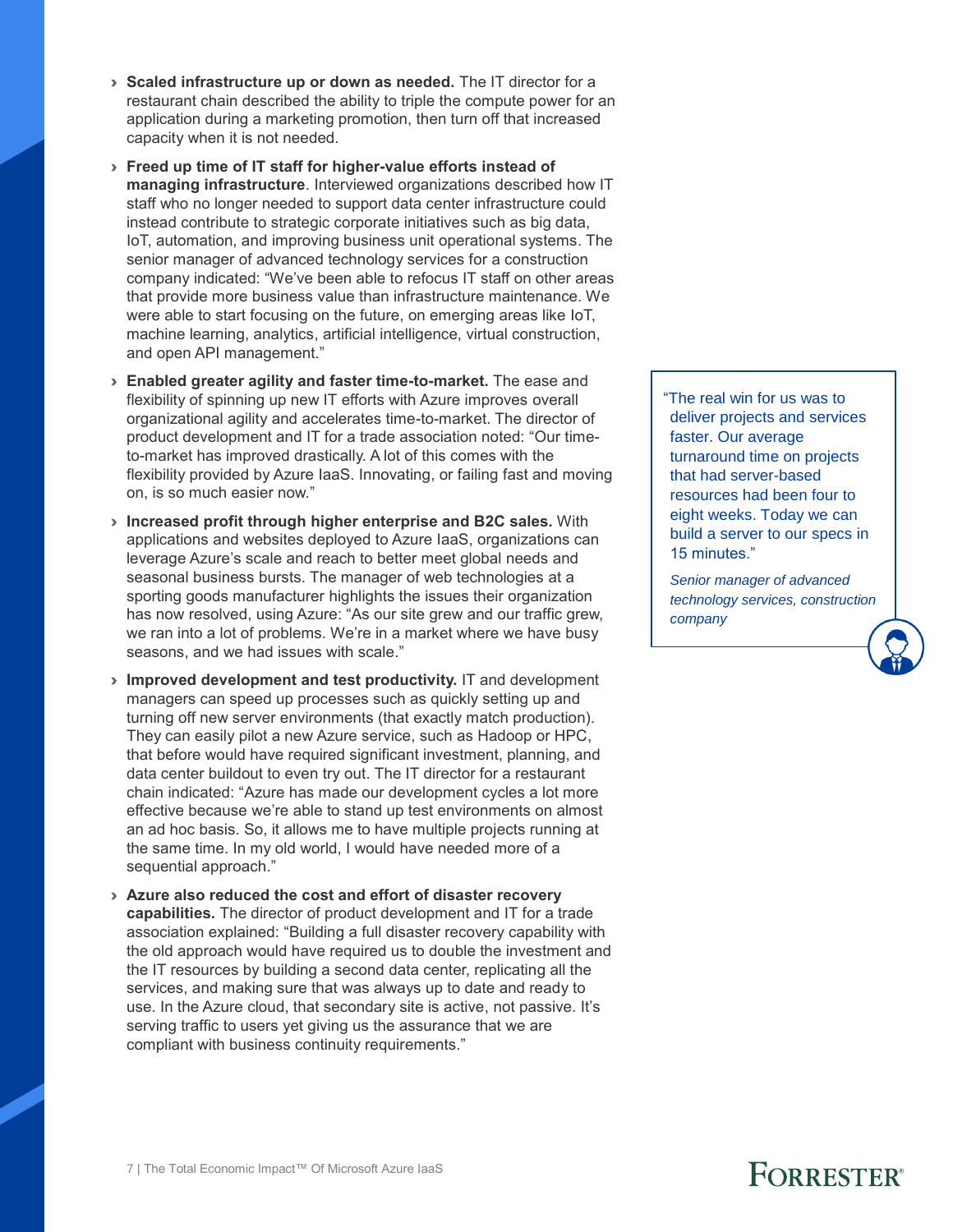- **Scaled infrastructure up or down as needed.** The IT director for a restaurant chain described the ability to triple the compute power for an application during a marketing promotion, then turn off that increased capacity when it is not needed.

- **Freed up time of IT staff for higher-value efforts instead of managing infrastructure**. Interviewed organizations described how IT staff who no longer needed to support data center infrastructure could instead contribute to strategic corporate initiatives such as big data, IoT, automation, and improving business unit operational systems. The senior manager of advanced technology services for a construction company indicated: "We've been able to refocus IT staff on other areas that provide more business value than infrastructure maintenance. We were able to start focusing on the future, on emerging areas like IoT, machine learning, analytics, artificial intelligence, virtual construction, and open API management."

- **Enabled greater agility and faster time-to-market.** The ease and flexibility of spinning up new IT efforts with Azure improves overall organizational agility and accelerates time-to-market. The director of product development and IT for a trade association noted: "Our time-to-market has improved drastically. A lot of this comes with the flexibility provided by Azure IaaS. Innovating, or failing fast and moving on, is so much easier now."

- **Increased profit through higher enterprise and B2C sales.** With applications and websites deployed to Azure IaaS, organizations can leverage Azure's scale and reach to better meet global needs and seasonal business bursts. The manager of web technologies at a sporting goods manufacturer highlights the issues their organization has now resolved, using Azure: "As our site grew and our traffic grew, we ran into a lot of problems. We're in a market where we have busy seasons, and we had issues with scale."

- **Improved development and test productivity.** IT and development managers can speed up processes such as quickly setting up and turning off new server environments (that exactly match production). They can easily pilot a new Azure service, such as Hadoop or HPC, that before would have required significant investment, planning, and data center buildout to even try out. The IT director for a restaurant chain indicated: "Azure has made our development cycles a lot more effective because we're able to stand up test environments on almost an ad hoc basis. So, it allows me to have multiple projects running at the same time. In my old world, I would have needed more of a sequential approach."

- **Azure also reduced the cost and effort of disaster recovery capabilities.** The director of product development and IT for a trade association explained: "Building a full disaster recovery capability with the old approach would have required us to double the investment and the IT resources by building a second data center, replicating all the services, and making sure that was always up to date and ready to use. In the Azure cloud, that secondary site is active, not passive. It's serving traffic to users yet giving us the assurance that we are compliant with business continuity requirements."

> "The real win for us was to deliver projects and services faster. Our average turnaround time on projects that had server-based resources had been four to eight weeks. Today we can build a server to our specs in 15 minutes."
>
> *Senior manager of advanced technology services, construction company*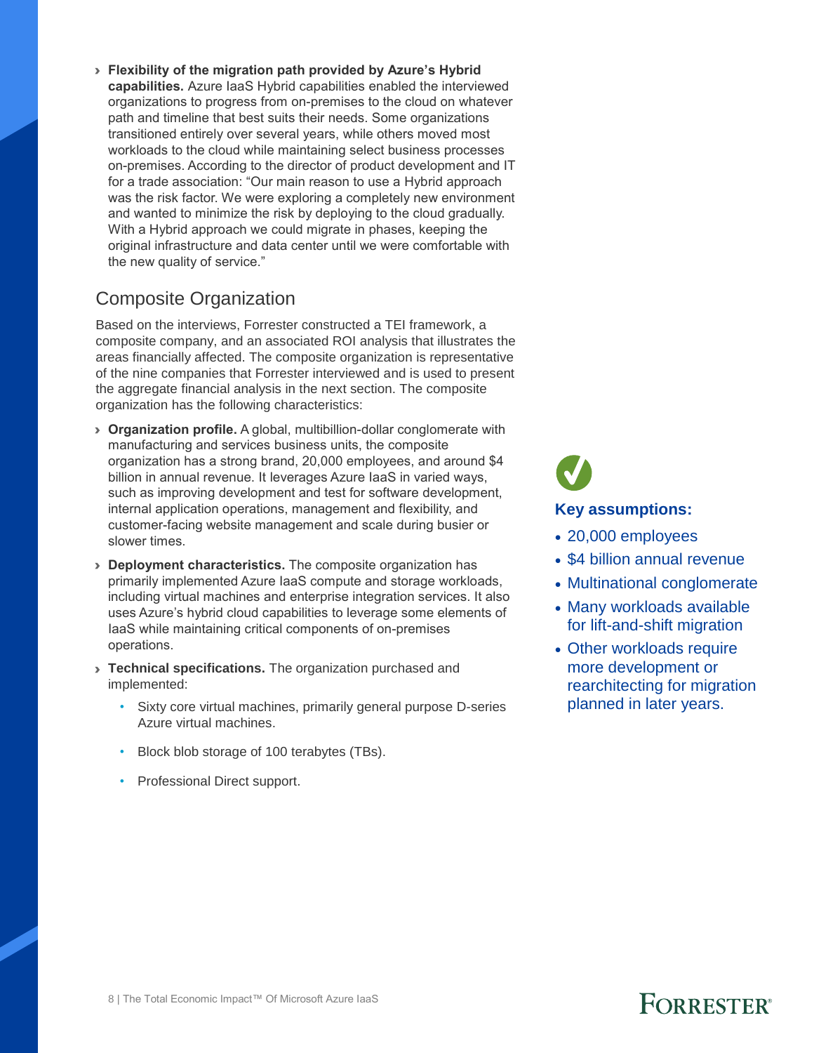- **Flexibility of the migration path provided by Azure's Hybrid capabilities.** Azure IaaS Hybrid capabilities enabled the interviewed organizations to progress from on-premises to the cloud on whatever path and timeline that best suits their needs. Some organizations transitioned entirely over several years, while others moved most workloads to the cloud while maintaining select business processes on-premises. According to the director of product development and IT for a trade association: "Our main reason to use a Hybrid approach was the risk factor. We were exploring a completely new environment and wanted to minimize the risk by deploying to the cloud gradually. With a Hybrid approach we could migrate in phases, keeping the original infrastructure and data center until we were comfortable with the new quality of service."

## Composite Organization

Based on the interviews, Forrester constructed a TEI framework, a composite company, and an associated ROI analysis that illustrates the areas financially affected. The composite organization is representative of the nine companies that Forrester interviewed and is used to present the aggregate financial analysis in the next section. The composite organization has the following characteristics:

- **Organization profile.** A global, multibillion-dollar conglomerate with manufacturing and services business units, the composite organization has a strong brand, 20,000 employees, and around $4 billion in annual revenue. It leverages Azure IaaS in varied ways, such as improving development and test for software development, internal application operations, management and flexibility, and customer-facing website management and scale during busier or slower times.
- **Deployment characteristics.** The composite organization has primarily implemented Azure IaaS compute and storage workloads, including virtual machines and enterprise integration services. It also uses Azure's hybrid cloud capabilities to leverage some elements of IaaS while maintaining critical components of on-premises operations.
- **Technical specifications.** The organization purchased and implemented:
  - Sixty core virtual machines, primarily general purpose D-series Azure virtual machines.
  - Block blob storage of 100 terabytes (TBs).
  - Professional Direct support.

**Key assumptions:**

- 20,000 employees
- $4 billion annual revenue
- Multinational conglomerate
- Many workloads available for lift-and-shift migration
- Other workloads require more development or rearchitecting for migration planned in later years.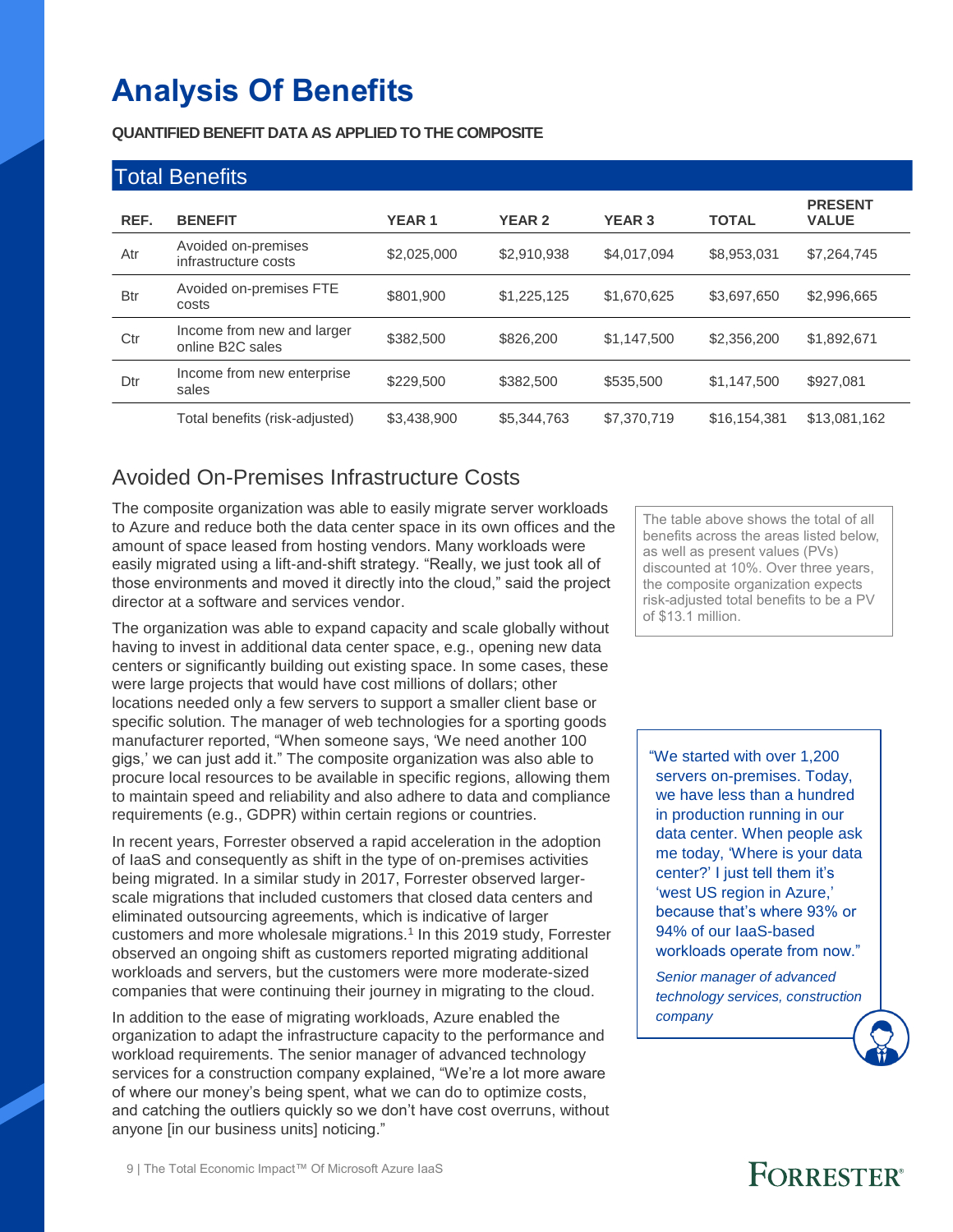# Analysis Of Benefits

**QUANTIFIED BENEFIT DATA AS APPLIED TO THE COMPOSITE**

## Total Benefits

| REF. | BENEFIT | YEAR 1 | YEAR 2 | YEAR 3 | TOTAL | PRESENT VALUE |
|---|---|---|---|---|---|---|
| Atr | Avoided on-premises infrastructure costs | $2,025,000 | $2,910,938 | $4,017,094 | $8,953,031 | $7,264,745 |
| Btr | Avoided on-premises FTE costs | $801,900 | $1,225,125 | $1,670,625 | $3,697,650 | $2,996,665 |
| Ctr | Income from new and larger online B2C sales | $382,500 | $826,200 | $1,147,500 | $2,356,200 | $1,892,671 |
| Dtr | Income from new enterprise sales | $229,500 | $382,500 | $535,500 | $1,147,500 | $927,081 |
| | Total benefits (risk-adjusted) | $3,438,900 | $5,344,763 | $7,370,719 | $16,154,381 | $13,081,162 |

The table above shows the total of all benefits across the areas listed below, as well as present values (PVs) discounted at 10%. Over three years, the composite organization expects risk-adjusted total benefits to be a PV of $13.1 million.

## Avoided On-Premises Infrastructure Costs

The composite organization was able to easily migrate server workloads to Azure and reduce both the data center space in its own offices and the amount of space leased from hosting vendors. Many workloads were easily migrated using a lift-and-shift strategy. "Really, we just took all of those environments and moved it directly into the cloud," said the project director at a software and services vendor.

The organization was able to expand capacity and scale globally without having to invest in additional data center space, e.g., opening new data centers or significantly building out existing space. In some cases, these were large projects that would have cost millions of dollars; other locations needed only a few servers to support a smaller client base or specific solution. The manager of web technologies for a sporting goods manufacturer reported, "When someone says, 'We need another 100 gigs,' we can just add it." The composite organization was also able to procure local resources to be available in specific regions, allowing them to maintain speed and reliability and also adhere to data and compliance requirements (e.g., GDPR) within certain regions or countries.

In recent years, Forrester observed a rapid acceleration in the adoption of IaaS and consequently as shift in the type of on-premises activities being migrated. In a similar study in 2017, Forrester observed larger-scale migrations that included customers that closed data centers and eliminated outsourcing agreements, which is indicative of larger customers and more wholesale migrations.[1] In this 2019 study, Forrester observed an ongoing shift as customers reported migrating additional workloads and servers, but the customers were more moderate-sized companies that were continuing their journey in migrating to the cloud.

In addition to the ease of migrating workloads, Azure enabled the organization to adapt the infrastructure capacity to the performance and workload requirements. The senior manager of advanced technology services for a construction company explained, "We're a lot more aware of where our money's being spent, what we can do to optimize costs, and catching the outliers quickly so we don't have cost overruns, without anyone [in our business units] noticing."

> "We started with over 1,200 servers on-premises. Today, we have less than a hundred in production running in our data center. When people ask me today, 'Where is your data center?' I just tell them it's 'west US region in Azure,' because that's where 93% or 94% of our IaaS-based workloads operate from now."
>
> *Senior manager of advanced technology services, construction company*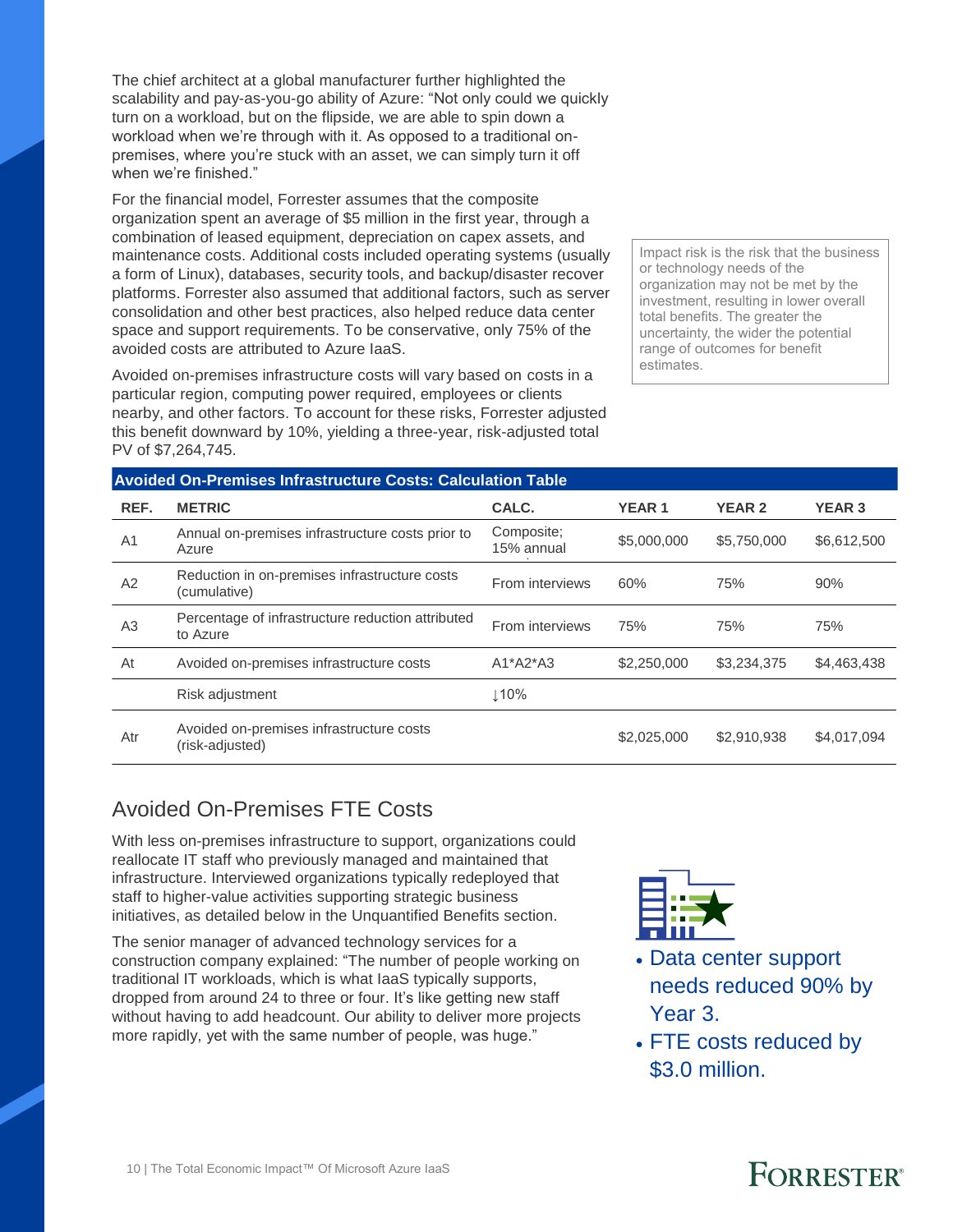The chief architect at a global manufacturer further highlighted the scalability and pay-as-you-go ability of Azure: "Not only could we quickly turn on a workload, but on the flipside, we are able to spin down a workload when we're through with it. As opposed to a traditional on-premises, where you're stuck with an asset, we can simply turn it off when we're finished."

For the financial model, Forrester assumes that the composite organization spent an average of $5 million in the first year, through a combination of leased equipment, depreciation on capex assets, and maintenance costs. Additional costs included operating systems (usually a form of Linux), databases, security tools, and backup/disaster recover platforms. Forrester also assumed that additional factors, such as server consolidation and other best practices, also helped reduce data center space and support requirements. To be conservative, only 75% of the avoided costs are attributed to Azure IaaS.

Avoided on-premises infrastructure costs will vary based on costs in a particular region, computing power required, employees or clients nearby, and other factors. To account for these risks, Forrester adjusted this benefit downward by 10%, yielding a three-year, risk-adjusted total PV of $7,264,745.

Impact risk is the risk that the business or technology needs of the organization may not be met by the investment, resulting in lower overall total benefits. The greater the uncertainty, the wider the potential range of outcomes for benefit estimates.

**Avoided On-Premises Infrastructure Costs: Calculation Table**

| REF. | METRIC | CALC. | YEAR 1 | YEAR 2 | YEAR 3 |
|---|---|---|---|---|---|
| A1 | Annual on-premises infrastructure costs prior to Azure | Composite; 15% annual | $5,000,000 | $5,750,000 | $6,612,500 |
| A2 | Reduction in on-premises infrastructure costs (cumulative) | From interviews | 60% | 75% | 90% |
| A3 | Percentage of infrastructure reduction attributed to Azure | From interviews | 75% | 75% | 75% |
| At | Avoided on-premises infrastructure costs | A1*A2*A3 | $2,250,000 | $3,234,375 | $4,463,438 |
| | Risk adjustment | ↓10% | | | |
| Atr | Avoided on-premises infrastructure costs (risk-adjusted) | | $2,025,000 | $2,910,938 | $4,017,094 |

## Avoided On-Premises FTE Costs

With less on-premises infrastructure to support, organizations could reallocate IT staff who previously managed and maintained that infrastructure. Interviewed organizations typically redeployed that staff to higher-value activities supporting strategic business initiatives, as detailed below in the Unquantified Benefits section.

The senior manager of advanced technology services for a construction company explained: "The number of people working on traditional IT workloads, which is what IaaS typically supports, dropped from around 24 to three or four. It's like getting new staff without having to add headcount. Our ability to deliver more projects more rapidly, yet with the same number of people, was huge."

- Data center support needs reduced 90% by Year 3.
- FTE costs reduced by $3.0 million.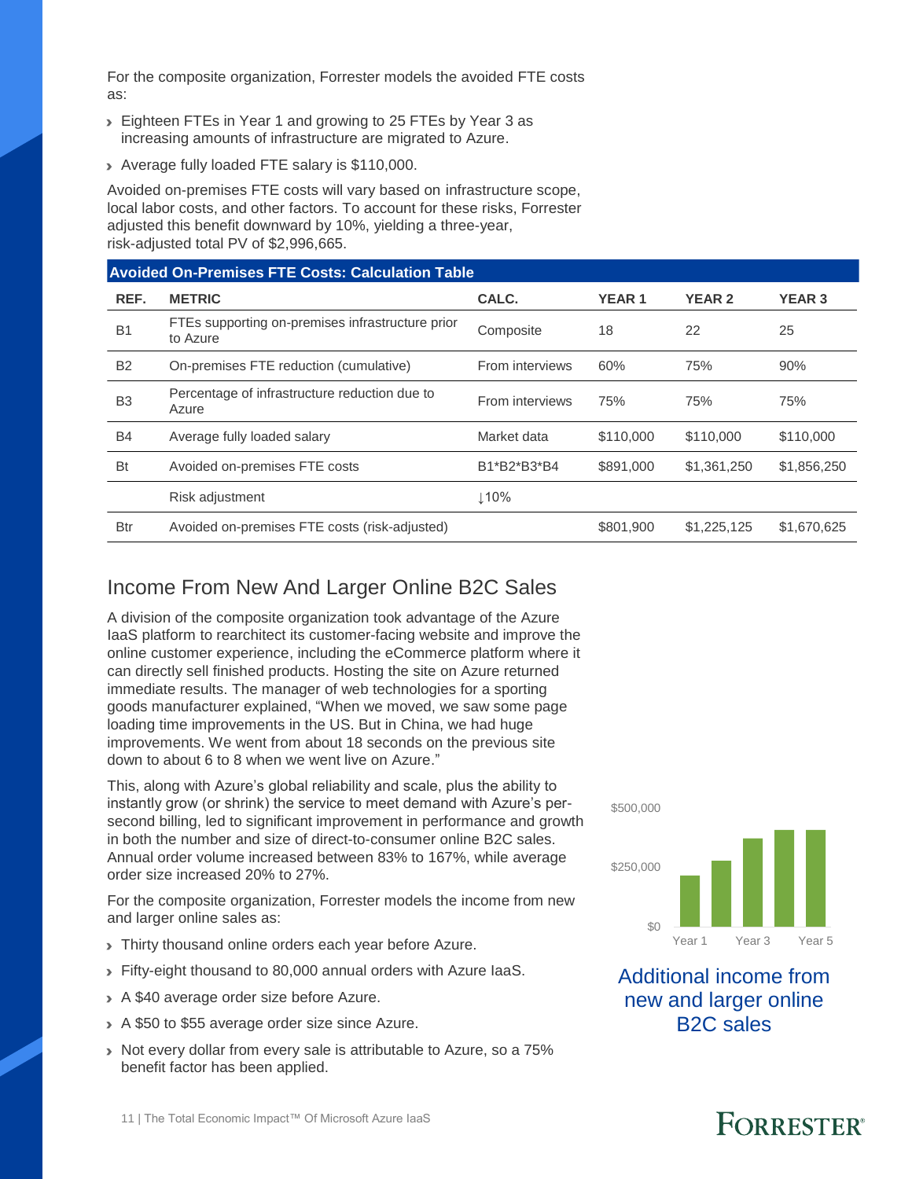For the composite organization, Forrester models the avoided FTE costs as:

- Eighteen FTEs in Year 1 and growing to 25 FTEs by Year 3 as increasing amounts of infrastructure are migrated to Azure.
- Average fully loaded FTE salary is $110,000.

Avoided on-premises FTE costs will vary based on infrastructure scope, local labor costs, and other factors. To account for these risks, Forrester adjusted this benefit downward by 10%, yielding a three-year, risk-adjusted total PV of $2,996,665.

**Avoided On-Premises FTE Costs: Calculation Table**

| REF. | METRIC | CALC. | YEAR 1 | YEAR 2 | YEAR 3 |
|---|---|---|---|---|---|
| B1 | FTEs supporting on-premises infrastructure prior to Azure | Composite | 18 | 22 | 25 |
| B2 | On-premises FTE reduction (cumulative) | From interviews | 60% | 75% | 90% |
| B3 | Percentage of infrastructure reduction due to Azure | From interviews | 75% | 75% | 75% |
| B4 | Average fully loaded salary | Market data | $110,000 | $110,000 | $110,000 |
| Bt | Avoided on-premises FTE costs | B1*B2*B3*B4 | $891,000 | $1,361,250 | $1,856,250 |
| | Risk adjustment | ↓10% | | | |
| Btr | Avoided on-premises FTE costs (risk-adjusted) | | $801,900 | $1,225,125 | $1,670,625 |

## Income From New And Larger Online B2C Sales

A division of the composite organization took advantage of the Azure IaaS platform to rearchitect its customer-facing website and improve the online customer experience, including the eCommerce platform where it can directly sell finished products. Hosting the site on Azure returned immediate results. The manager of web technologies for a sporting goods manufacturer explained, "When we moved, we saw some page loading time improvements in the US. But in China, we had huge improvements. We went from about 18 seconds on the previous site down to about 6 to 8 when we went live on Azure."

This, along with Azure's global reliability and scale, plus the ability to instantly grow (or shrink) the service to meet demand with Azure's per-second billing, led to significant improvement in performance and growth in both the number and size of direct-to-consumer online B2C sales. Annual order volume increased between 83% to 167%, while average order size increased 20% to 27%.

For the composite organization, Forrester models the income from new and larger online sales as:

- Thirty thousand online orders each year before Azure.
- Fifty-eight thousand to 80,000 annual orders with Azure IaaS.
- A $40 average order size before Azure.
- A $50 to $55 average order size since Azure.
- Not every dollar from every sale is attributable to Azure, so a 75% benefit factor has been applied.

Additional income from new and larger online B2C sales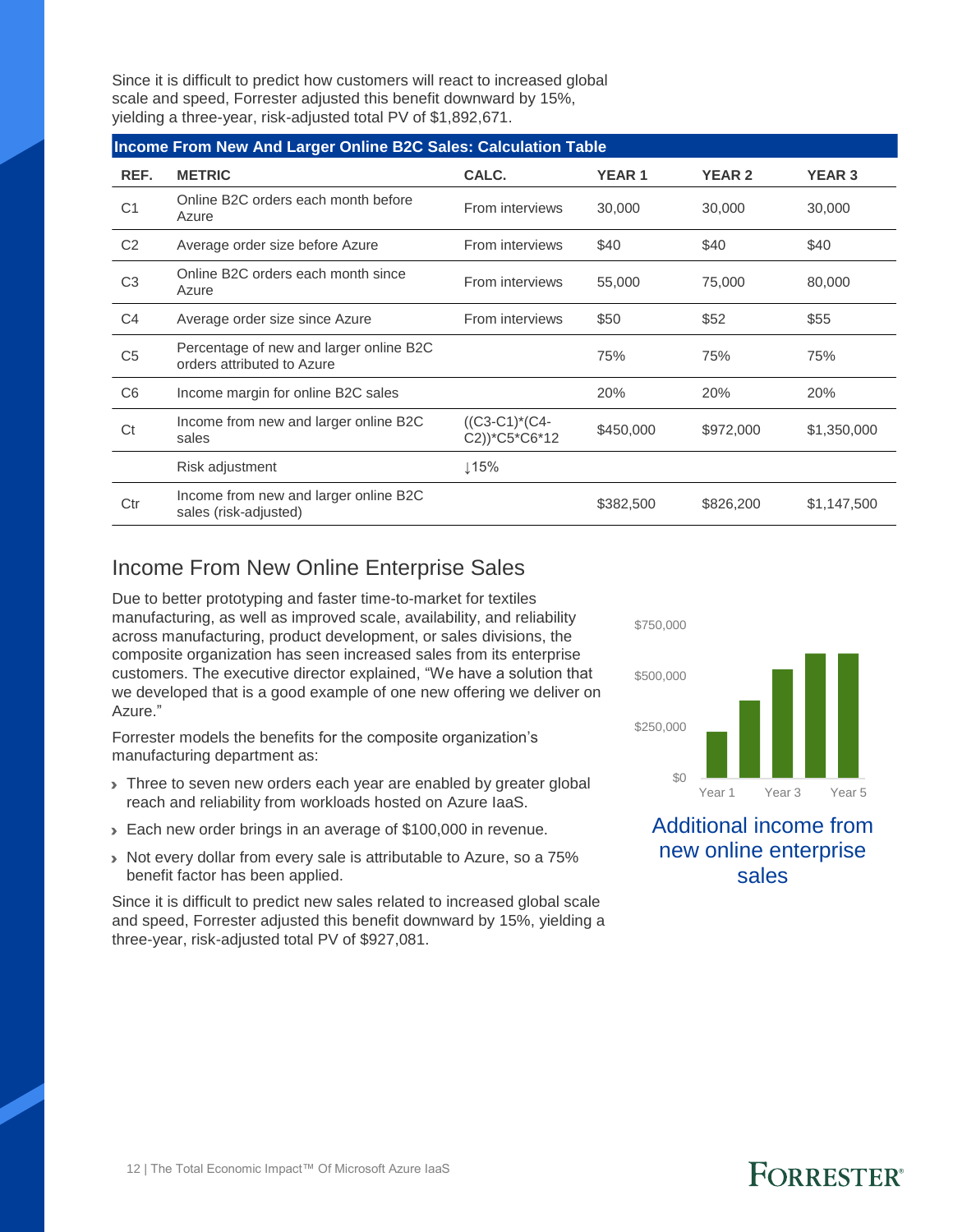Since it is difficult to predict how customers will react to increased global scale and speed, Forrester adjusted this benefit downward by 15%, yielding a three-year, risk-adjusted total PV of $1,892,671.

| Income From New And Larger Online B2C Sales: Calculation Table | | | | | |
|---|---|---|---|---|---|
| **REF.** | **METRIC** | **CALC.** | **YEAR 1** | **YEAR 2** | **YEAR 3** |
| C1 | Online B2C orders each month before Azure | From interviews | 30,000 | 30,000 | 30,000 |
| C2 | Average order size before Azure | From interviews | $40 | $40 | $40 |
| C3 | Online B2C orders each month since Azure | From interviews | 55,000 | 75,000 | 80,000 |
| C4 | Average order size since Azure | From interviews | $50 | $52 | $55 |
| C5 | Percentage of new and larger online B2C orders attributed to Azure | | 75% | 75% | 75% |
| C6 | Income margin for online B2C sales | | 20% | 20% | 20% |
| Ct | Income from new and larger online B2C sales | ((C3-C1)*(C4-C2))*C5*C6*12 | $450,000 | $972,000 | $1,350,000 |
| | Risk adjustment | ↓15% | | | |
| Ctr | Income from new and larger online B2C sales (risk-adjusted) | | $382,500 | $826,200 | $1,147,500 |

## Income From New Online Enterprise Sales

Due to better prototyping and faster time-to-market for textiles manufacturing, as well as improved scale, availability, and reliability across manufacturing, product development, or sales divisions, the composite organization has seen increased sales from its enterprise customers. The executive director explained, "We have a solution that we developed that is a good example of one new offering we deliver on Azure."

Forrester models the benefits for the composite organization's manufacturing department as:

- Three to seven new orders each year are enabled by greater global reach and reliability from workloads hosted on Azure IaaS.
- Each new order brings in an average of $100,000 in revenue.
- Not every dollar from every sale is attributable to Azure, so a 75% benefit factor has been applied.

Since it is difficult to predict new sales related to increased global scale and speed, Forrester adjusted this benefit downward by 15%, yielding a three-year, risk-adjusted total PV of $927,081.

Additional income from new online enterprise sales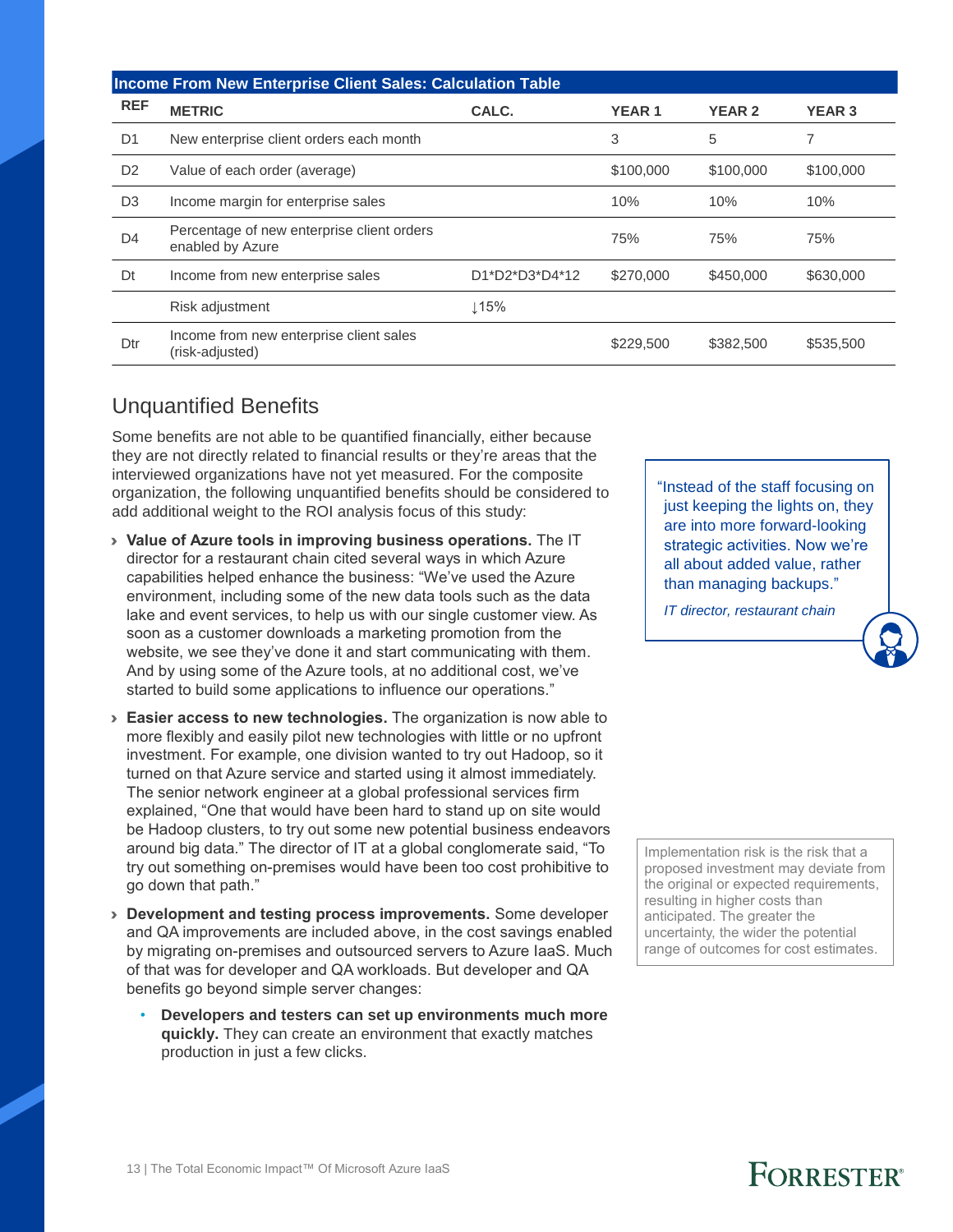| Income From New Enterprise Client Sales: Calculation Table | | | | | |
|---|---|---|---|---|---|
| REF | METRIC | CALC. | YEAR 1 | YEAR 2 | YEAR 3 |
| D1 | New enterprise client orders each month | | 3 | 5 | 7 |
| D2 | Value of each order (average) | | $100,000 | $100,000 | $100,000 |
| D3 | Income margin for enterprise sales | | 10% | 10% | 10% |
| D4 | Percentage of new enterprise client orders enabled by Azure | | 75% | 75% | 75% |
| Dt | Income from new enterprise sales | D1*D2*D3*D4*12 | $270,000 | $450,000 | $630,000 |
| | Risk adjustment | ↓15% | | | |
| Dtr | Income from new enterprise client sales (risk-adjusted) | | $229,500 | $382,500 | $535,500 |

## Unquantified Benefits

Some benefits are not able to be quantified financially, either because they are not directly related to financial results or they're areas that the interviewed organizations have not yet measured. For the composite organization, the following unquantified benefits should be considered to add additional weight to the ROI analysis focus of this study:

- **Value of Azure tools in improving business operations.** The IT director for a restaurant chain cited several ways in which Azure capabilities helped enhance the business: "We've used the Azure environment, including some of the new data tools such as the data lake and event services, to help us with our single customer view. As soon as a customer downloads a marketing promotion from the website, we see they've done it and start communicating with them. And by using some of the Azure tools, at no additional cost, we've started to build some applications to influence our operations."

- **Easier access to new technologies.** The organization is now able to more flexibly and easily pilot new technologies with little or no upfront investment. For example, one division wanted to try out Hadoop, so it turned on that Azure service and started using it almost immediately. The senior network engineer at a global professional services firm explained, "One that would have been hard to stand up on site would be Hadoop clusters, to try out some new potential business endeavors around big data." The director of IT at a global conglomerate said, "To try out something on-premises would have been too cost prohibitive to go down that path."

- **Development and testing process improvements.** Some developer and QA improvements are included above, in the cost savings enabled by migrating on-premises and outsourced servers to Azure IaaS. Much of that was for developer and QA workloads. But developer and QA benefits go beyond simple server changes:
  - **Developers and testers can set up environments much more quickly.** They can create an environment that exactly matches production in just a few clicks.

> "Instead of the staff focusing on just keeping the lights on, they are into more forward-looking strategic activities. Now we're all about added value, rather than managing backups."
>
> *IT director, restaurant chain*

Implementation risk is the risk that a proposed investment may deviate from the original or expected requirements, resulting in higher costs than anticipated. The greater the uncertainty, the wider the potential range of outcomes for cost estimates.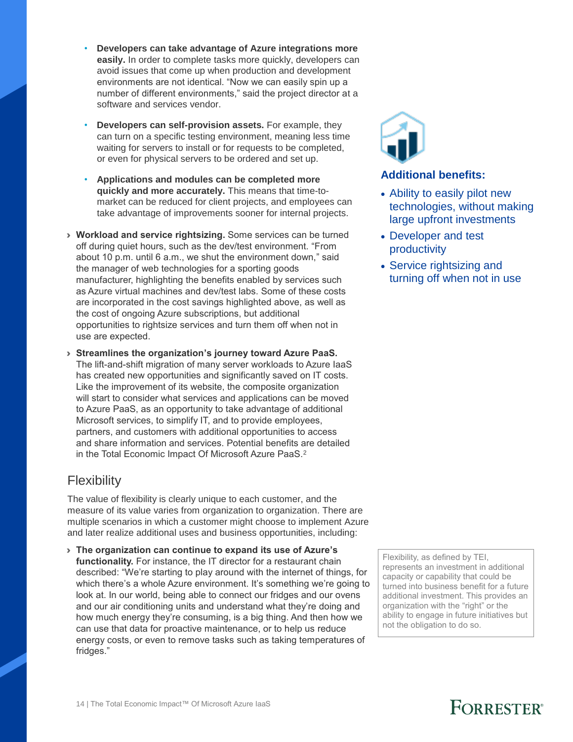- **Developers can take advantage of Azure integrations more easily.** In order to complete tasks more quickly, developers can avoid issues that come up when production and development environments are not identical. "Now we can easily spin up a number of different environments," said the project director at a software and services vendor.

- **Developers can self-provision assets.** For example, they can turn on a specific testing environment, meaning less time waiting for servers to install or for requests to be completed, or even for physical servers to be ordered and set up.

- **Applications and modules can be completed more quickly and more accurately.** This means that time-to-market can be reduced for client projects, and employees can take advantage of improvements sooner for internal projects.

› **Workload and service rightsizing.** Some services can be turned off during quiet hours, such as the dev/test environment. "From about 10 p.m. until 6 a.m., we shut the environment down," said the manager of web technologies for a sporting goods manufacturer, highlighting the benefits enabled by services such as Azure virtual machines and dev/test labs. Some of these costs are incorporated in the cost savings highlighted above, as well as the cost of ongoing Azure subscriptions, but additional opportunities to rightsize services and turn them off when not in use are expected.

› **Streamlines the organization's journey toward Azure PaaS.** The lift-and-shift migration of many server workloads to Azure IaaS has created new opportunities and significantly saved on IT costs. Like the improvement of its website, the composite organization will start to consider what services and applications can be moved to Azure PaaS, as an opportunity to take advantage of additional Microsoft services, to simplify IT, and to provide employees, partners, and customers with additional opportunities to access and share information and services. Potential benefits are detailed in the Total Economic Impact Of Microsoft Azure PaaS.[2]

**Additional benefits:**

- Ability to easily pilot new technologies, without making large upfront investments
- Developer and test productivity
- Service rightsizing and turning off when not in use

## Flexibility

The value of flexibility is clearly unique to each customer, and the measure of its value varies from organization to organization. There are multiple scenarios in which a customer might choose to implement Azure and later realize additional uses and business opportunities, including:

› **The organization can continue to expand its use of Azure's functionality.** For instance, the IT director for a restaurant chain described: "We're starting to play around with the internet of things, for which there's a whole Azure environment. It's something we're going to look at. In our world, being able to connect our fridges and our ovens and our air conditioning units and understand what they're doing and how much energy they're consuming, is a big thing. And then how we can use that data for proactive maintenance, or to help us reduce energy costs, or even to remove tasks such as taking temperatures of fridges."

Flexibility, as defined by TEI, represents an investment in additional capacity or capability that could be turned into business benefit for a future additional investment. This provides an organization with the "right" or the ability to engage in future initiatives but not the obligation to do so.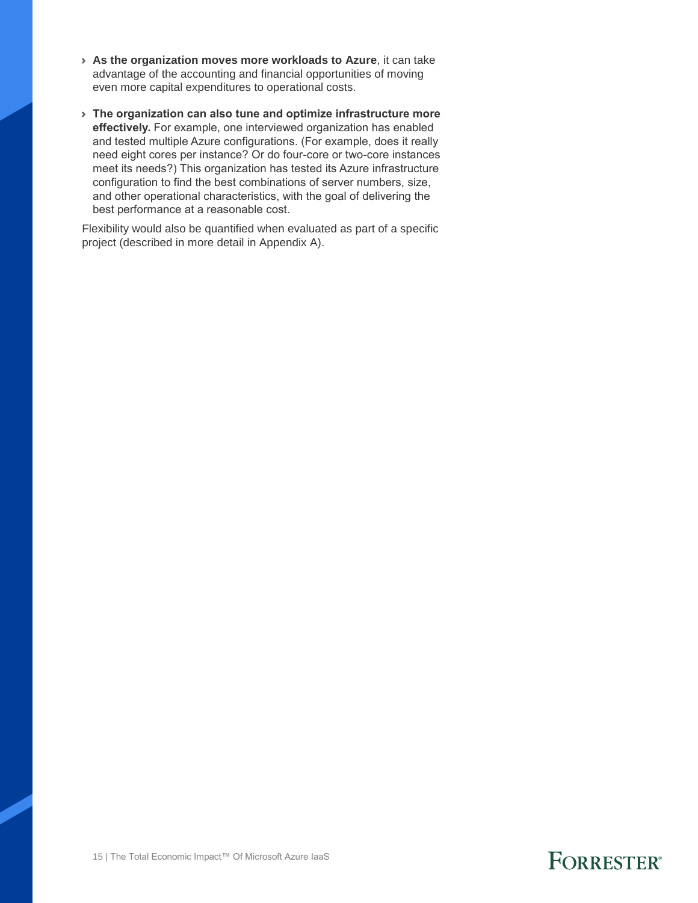- **As the organization moves more workloads to Azure**, it can take advantage of the accounting and financial opportunities of moving even more capital expenditures to operational costs.

- **The organization can also tune and optimize infrastructure more effectively.** For example, one interviewed organization has enabled and tested multiple Azure configurations. (For example, does it really need eight cores per instance? Or do four-core or two-core instances meet its needs?) This organization has tested its Azure infrastructure configuration to find the best combinations of server numbers, size, and other operational characteristics, with the goal of delivering the best performance at a reasonable cost.

Flexibility would also be quantified when evaluated as part of a specific project (described in more detail in Appendix A).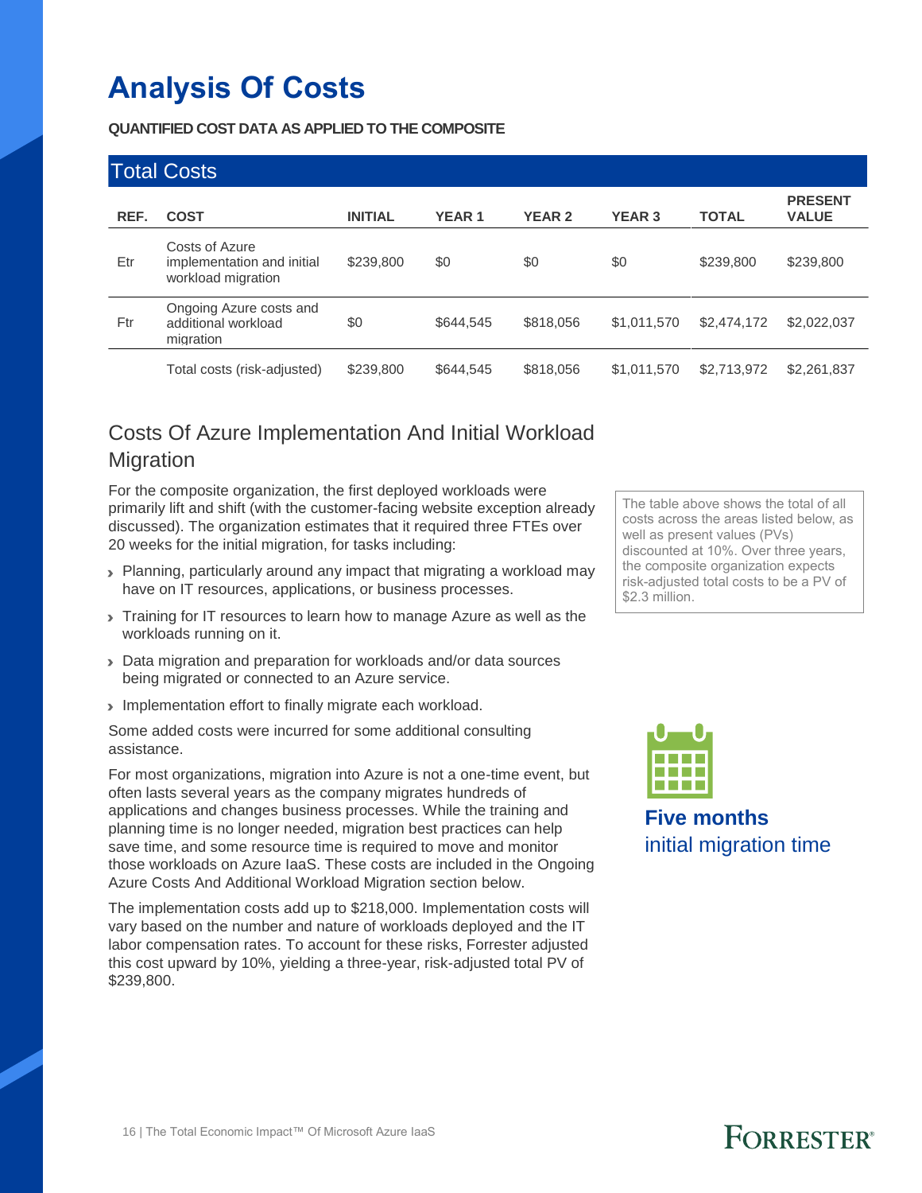# Analysis Of Costs

**QUANTIFIED COST DATA AS APPLIED TO THE COMPOSITE**

| Total Costs | | | | | | | |
|---|---|---|---|---|---|---|---|
| REF. | COST | INITIAL | YEAR 1 | YEAR 2 | YEAR 3 | TOTAL | PRESENT VALUE |
| Etr | Costs of Azure implementation and initial workload migration | $239,800 | $0 | $0 | $0 | $239,800 | $239,800 |
| Ftr | Ongoing Azure costs and additional workload migration | $0 | $644,545 | $818,056 | $1,011,570 | $2,474,172 | $2,022,037 |
| | Total costs (risk-adjusted) | $239,800 | $644,545 | $818,056 | $1,011,570 | $2,713,972 | $2,261,837 |

The table above shows the total of all costs across the areas listed below, as well as present values (PVs) discounted at 10%. Over three years, the composite organization expects risk-adjusted total costs to be a PV of $2.3 million.

## Costs Of Azure Implementation And Initial Workload Migration

For the composite organization, the first deployed workloads were primarily lift and shift (with the customer-facing website exception already discussed). The organization estimates that it required three FTEs over 20 weeks for the initial migration, for tasks including:

- Planning, particularly around any impact that migrating a workload may have on IT resources, applications, or business processes.
- Training for IT resources to learn how to manage Azure as well as the workloads running on it.
- Data migration and preparation for workloads and/or data sources being migrated or connected to an Azure service.
- Implementation effort to finally migrate each workload.

Some added costs were incurred for some additional consulting assistance.

For most organizations, migration into Azure is not a one-time event, but often lasts several years as the company migrates hundreds of applications and changes business processes. While the training and planning time is no longer needed, migration best practices can help save time, and some resource time is required to move and monitor those workloads on Azure IaaS. These costs are included in the Ongoing Azure Costs And Additional Workload Migration section below.

The implementation costs add up to $218,000. Implementation costs will vary based on the number and nature of workloads deployed and the IT labor compensation rates. To account for these risks, Forrester adjusted this cost upward by 10%, yielding a three-year, risk-adjusted total PV of $239,800.

**Five months**
initial migration time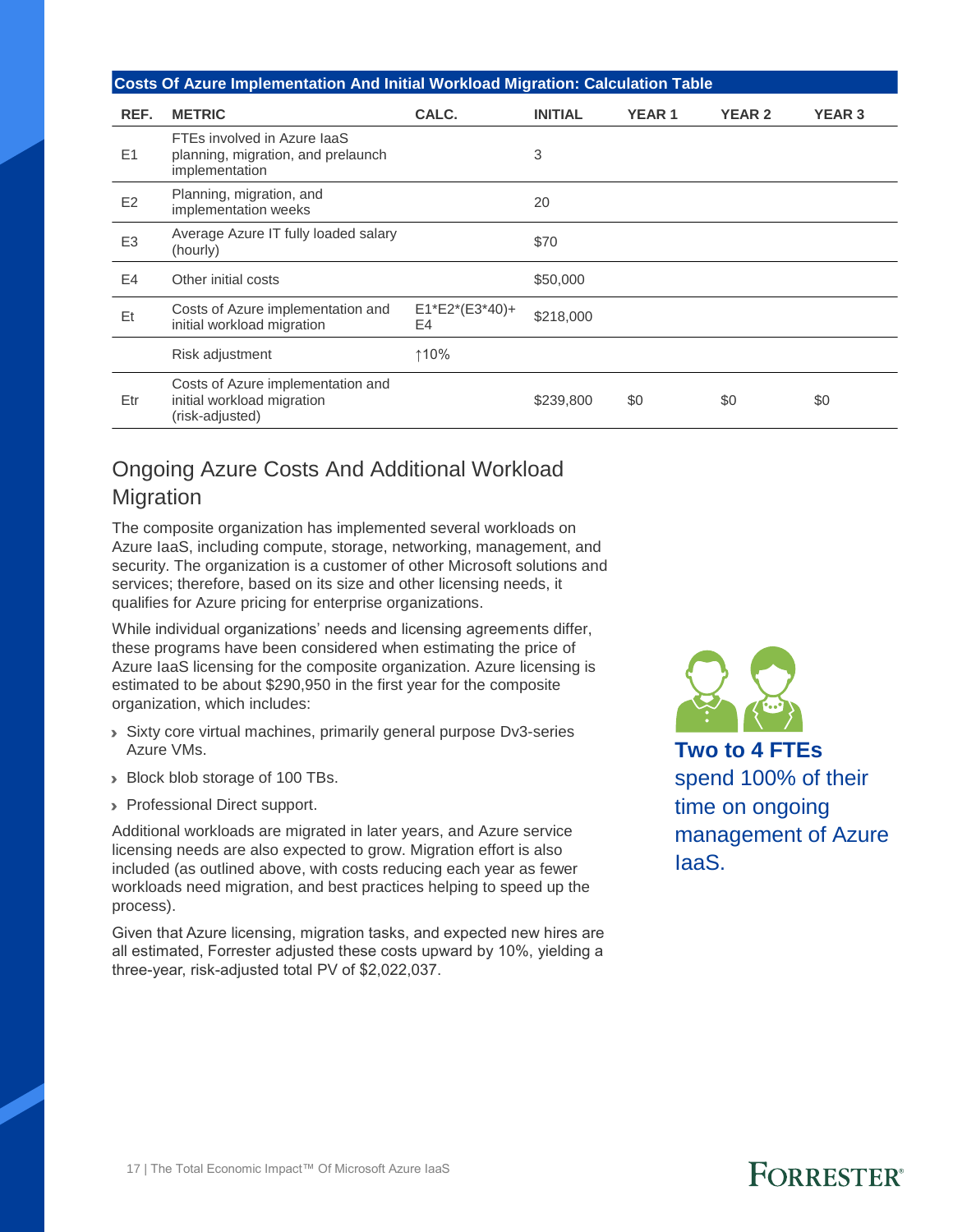| Costs Of Azure Implementation And Initial Workload Migration: Calculation Table | | | | | | |
|---|---|---|---|---|---|---|
| REF. | METRIC | CALC. | INITIAL | YEAR 1 | YEAR 2 | YEAR 3 |
| E1 | FTEs involved in Azure IaaS planning, migration, and prelaunch implementation | | 3 | | | |
| E2 | Planning, migration, and implementation weeks | | 20 | | | |
| E3 | Average Azure IT fully loaded salary (hourly) | | $70 | | | |
| E4 | Other initial costs | | $50,000 | | | |
| Et | Costs of Azure implementation and initial workload migration | E1*E2*(E3*40)+E4 | $218,000 | | | |
| | Risk adjustment | ↑10% | | | | |
| Etr | Costs of Azure implementation and initial workload migration (risk-adjusted) | | $239,800 | $0 | $0 | $0 |

## Ongoing Azure Costs And Additional Workload Migration

The composite organization has implemented several workloads on Azure IaaS, including compute, storage, networking, management, and security. The organization is a customer of other Microsoft solutions and services; therefore, based on its size and other licensing needs, it qualifies for Azure pricing for enterprise organizations.

While individual organizations' needs and licensing agreements differ, these programs have been considered when estimating the price of Azure IaaS licensing for the composite organization. Azure licensing is estimated to be about $290,950 in the first year for the composite organization, which includes:

- Sixty core virtual machines, primarily general purpose Dv3-series Azure VMs.
- Block blob storage of 100 TBs.
- Professional Direct support.

Additional workloads are migrated in later years, and Azure service licensing needs are also expected to grow. Migration effort is also included (as outlined above, with costs reducing each year as fewer workloads need migration, and best practices helping to speed up the process).

Given that Azure licensing, migration tasks, and expected new hires are all estimated, Forrester adjusted these costs upward by 10%, yielding a three-year, risk-adjusted total PV of $2,022,037.

**Two to 4 FTEs** spend 100% of their time on ongoing management of Azure IaaS.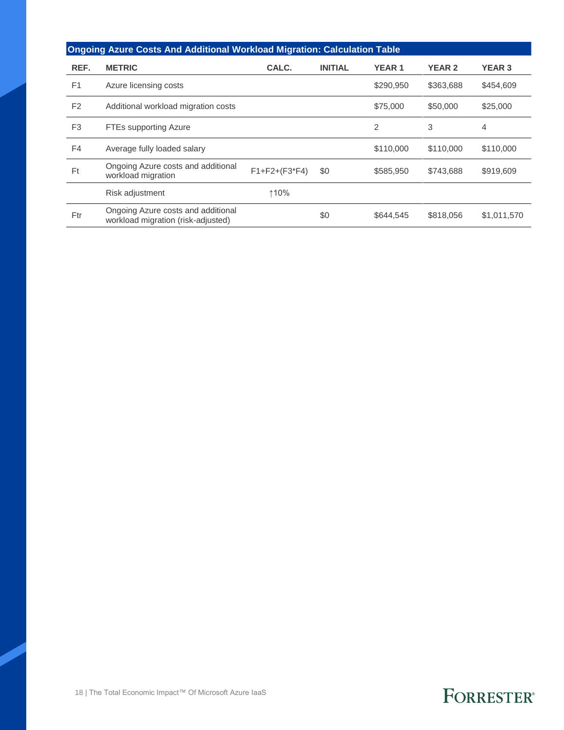| Ongoing Azure Costs And Additional Workload Migration: Calculation Table | | | | | | |
|---|---|---|---|---|---|---|
| **REF.** | **METRIC** | **CALC.** | **INITIAL** | **YEAR 1** | **YEAR 2** | **YEAR 3** |
| F1 | Azure licensing costs | | | $290,950 | $363,688 | $454,609 |
| F2 | Additional workload migration costs | | | $75,000 | $50,000 | $25,000 |
| F3 | FTEs supporting Azure | | | 2 | 3 | 4 |
| F4 | Average fully loaded salary | | | $110,000 | $110,000 | $110,000 |
| Ft | Ongoing Azure costs and additional workload migration | F1+F2+(F3*F4) | $0 | $585,950 | $743,688 | $919,609 |
| | Risk adjustment | ↑10% | | | | |
| Ftr | Ongoing Azure costs and additional workload migration (risk-adjusted) | | $0 | $644,545 | $818,056 | $1,011,570 |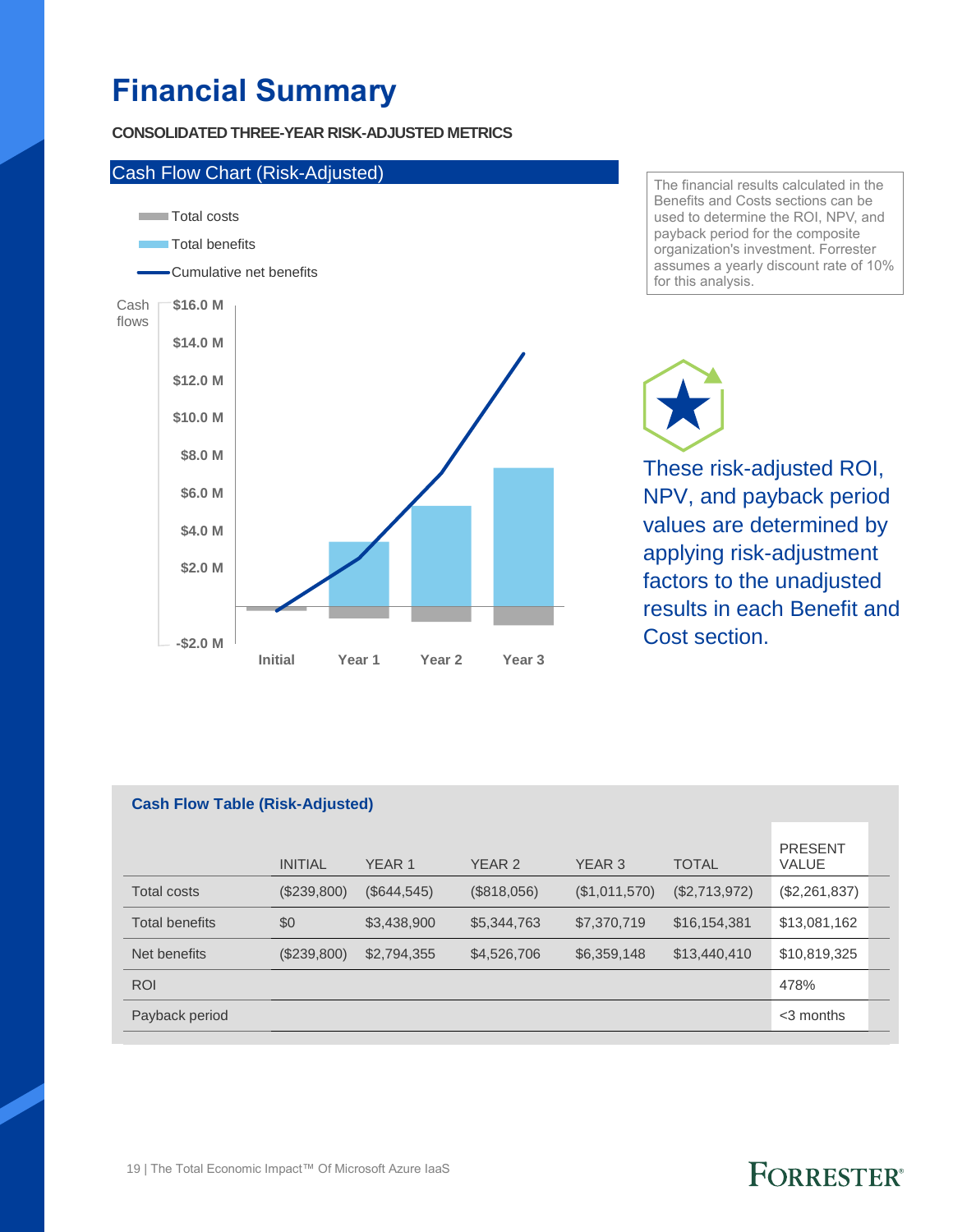# Financial Summary

**CONSOLIDATED THREE-YEAR RISK-ADJUSTED METRICS**

## Cash Flow Chart (Risk-Adjusted)

Total costs

Total benefits

Cumulative net benefits

Cash flows: $16.0 M, $14.0 M, $12.0 M, $10.0 M, $8.0 M, $6.0 M, $4.0 M, $2.0 M, -$2.0 M

Initial, Year 1, Year 2, Year 3

The financial results calculated in the Benefits and Costs sections can be used to determine the ROI, NPV, and payback period for the composite organization's investment. Forrester assumes a yearly discount rate of 10% for this analysis.

These risk-adjusted ROI, NPV, and payback period values are determined by applying risk-adjustment factors to the unadjusted results in each Benefit and Cost section.

**Cash Flow Table (Risk-Adjusted)**

| | INITIAL | YEAR 1 | YEAR 2 | YEAR 3 | TOTAL | PRESENT VALUE |
|---|---|---|---|---|---|---|
| Total costs | ($239,800) | ($644,545) | ($818,056) | ($1,011,570) | ($2,713,972) | ($2,261,837) |
| Total benefits | $0 | $3,438,900 | $5,344,763 | $7,370,719 | $16,154,381 | $13,081,162 |
| Net benefits | ($239,800) | $2,794,355 | $4,526,706 | $6,359,148 | $13,440,410 | $10,819,325 |
| ROI | | | | | | 478% |
| Payback period | | | | | | <3 months |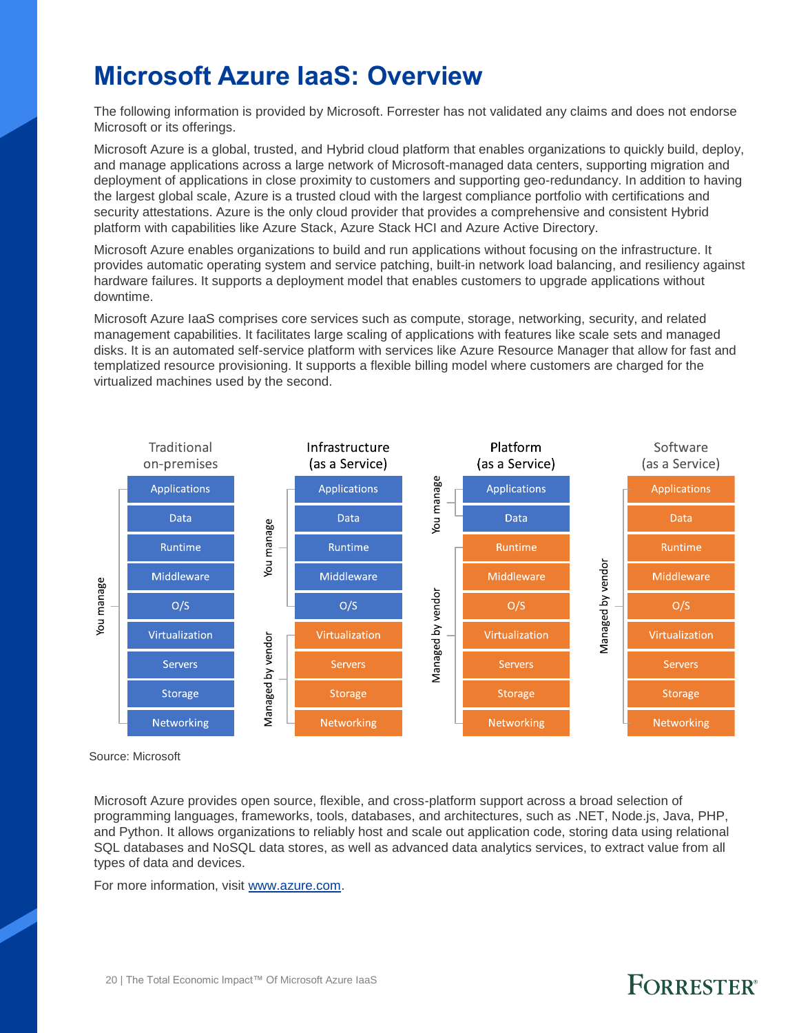# Microsoft Azure IaaS: Overview

The following information is provided by Microsoft. Forrester has not validated any claims and does not endorse Microsoft or its offerings.

Microsoft Azure is a global, trusted, and Hybrid cloud platform that enables organizations to quickly build, deploy, and manage applications across a large network of Microsoft-managed data centers, supporting migration and deployment of applications in close proximity to customers and supporting geo-redundancy. In addition to having the largest global scale, Azure is a trusted cloud with the largest compliance portfolio with certifications and security attestations. Azure is the only cloud provider that provides a comprehensive and consistent Hybrid platform with capabilities like Azure Stack, Azure Stack HCI and Azure Active Directory.

Microsoft Azure enables organizations to build and run applications without focusing on the infrastructure. It provides automatic operating system and service patching, built-in network load balancing, and resiliency against hardware failures. It supports a deployment model that enables customers to upgrade applications without downtime.

Microsoft Azure IaaS comprises core services such as compute, storage, networking, security, and related management capabilities. It facilitates large scaling of applications with features like scale sets and managed disks. It is an automated self-service platform with services like Azure Resource Manager that allow for fast and templatized resource provisioning. It supports a flexible billing model where customers are charged for the virtualized machines used by the second.

| | Traditional on-premises | Infrastructure (as a Service) | Platform (as a Service) | Software (as a Service) |
|---|---|---|---|---|
| Applications | You manage | You manage | You manage | Managed by vendor |
| Data | You manage | You manage | You manage | Managed by vendor |
| Runtime | You manage | You manage | Managed by vendor | Managed by vendor |
| Middleware | You manage | You manage | Managed by vendor | Managed by vendor |
| O/S | You manage | You manage | Managed by vendor | Managed by vendor |
| Virtualization | You manage | Managed by vendor | Managed by vendor | Managed by vendor |
| Servers | You manage | Managed by vendor | Managed by vendor | Managed by vendor |
| Storage | You manage | Managed by vendor | Managed by vendor | Managed by vendor |
| Networking | You manage | Managed by vendor | Managed by vendor | Managed by vendor |

Source: Microsoft

Microsoft Azure provides open source, flexible, and cross-platform support across a broad selection of programming languages, frameworks, tools, databases, and architectures, such as .NET, Node.js, Java, PHP, and Python. It allows organizations to reliably host and scale out application code, storing data using relational SQL databases and NoSQL data stores, as well as advanced data analytics services, to extract value from all types of data and devices.

For more information, visit [www.azure.com](http://www.azure.com).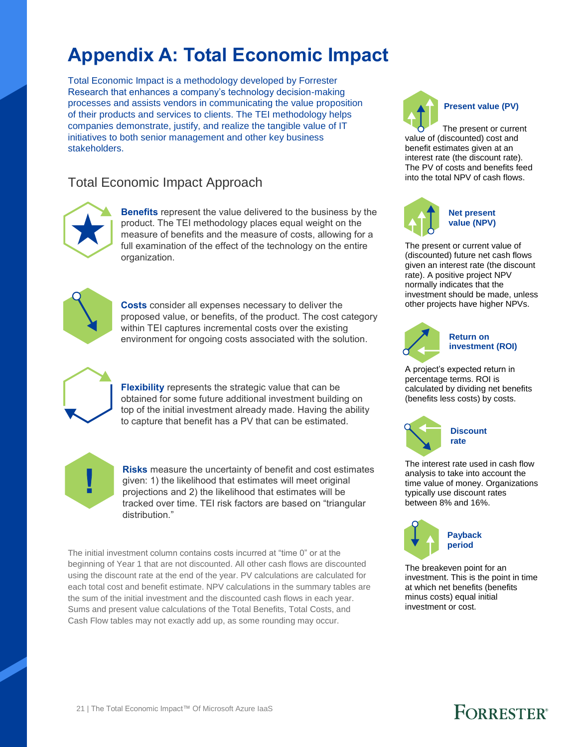# Appendix A: Total Economic Impact

Total Economic Impact is a methodology developed by Forrester Research that enhances a company's technology decision-making processes and assists vendors in communicating the value proposition of their products and services to clients. The TEI methodology helps companies demonstrate, justify, and realize the tangible value of IT initiatives to both senior management and other key business stakeholders.

## Total Economic Impact Approach

**Benefits** represent the value delivered to the business by the product. The TEI methodology places equal weight on the measure of benefits and the measure of costs, allowing for a full examination of the effect of the technology on the entire organization.

**Costs** consider all expenses necessary to deliver the proposed value, or benefits, of the product. The cost category within TEI captures incremental costs over the existing environment for ongoing costs associated with the solution.

**Flexibility** represents the strategic value that can be obtained for some future additional investment building on top of the initial investment already made. Having the ability to capture that benefit has a PV that can be estimated.

**Risks** measure the uncertainty of benefit and cost estimates given: 1) the likelihood that estimates will meet original projections and 2) the likelihood that estimates will be tracked over time. TEI risk factors are based on "triangular distribution."

The initial investment column contains costs incurred at "time 0" or at the beginning of Year 1 that are not discounted. All other cash flows are discounted using the discount rate at the end of the year. PV calculations are calculated for each total cost and benefit estimate. NPV calculations in the summary tables are the sum of the initial investment and the discounted cash flows in each year. Sums and present value calculations of the Total Benefits, Total Costs, and Cash Flow tables may not exactly add up, as some rounding may occur.

**Present value (PV)**

The present or current value of (discounted) cost and benefit estimates given at an interest rate (the discount rate). The PV of costs and benefits feed into the total NPV of cash flows.

**Net present value (NPV)**

The present or current value of (discounted) future net cash flows given an interest rate (the discount rate). A positive project NPV normally indicates that the investment should be made, unless other projects have higher NPVs.

**Return on investment (ROI)**

A project's expected return in percentage terms. ROI is calculated by dividing net benefits (benefits less costs) by costs.

**Discount rate**

The interest rate used in cash flow analysis to take into account the time value of money. Organizations typically use discount rates between 8% and 16%.

**Payback period**

The breakeven point for an investment. This is the point in time at which net benefits (benefits minus costs) equal initial investment or cost.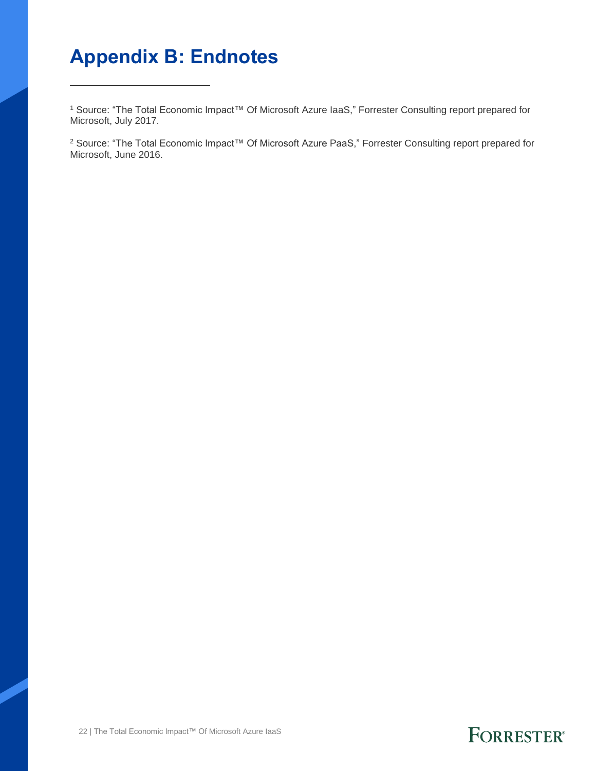# Appendix B: Endnotes

[1] Source: "The Total Economic Impact™ Of Microsoft Azure IaaS," Forrester Consulting report prepared for Microsoft, July 2017.

[2] Source: "The Total Economic Impact™ Of Microsoft Azure PaaS," Forrester Consulting report prepared for Microsoft, June 2016.